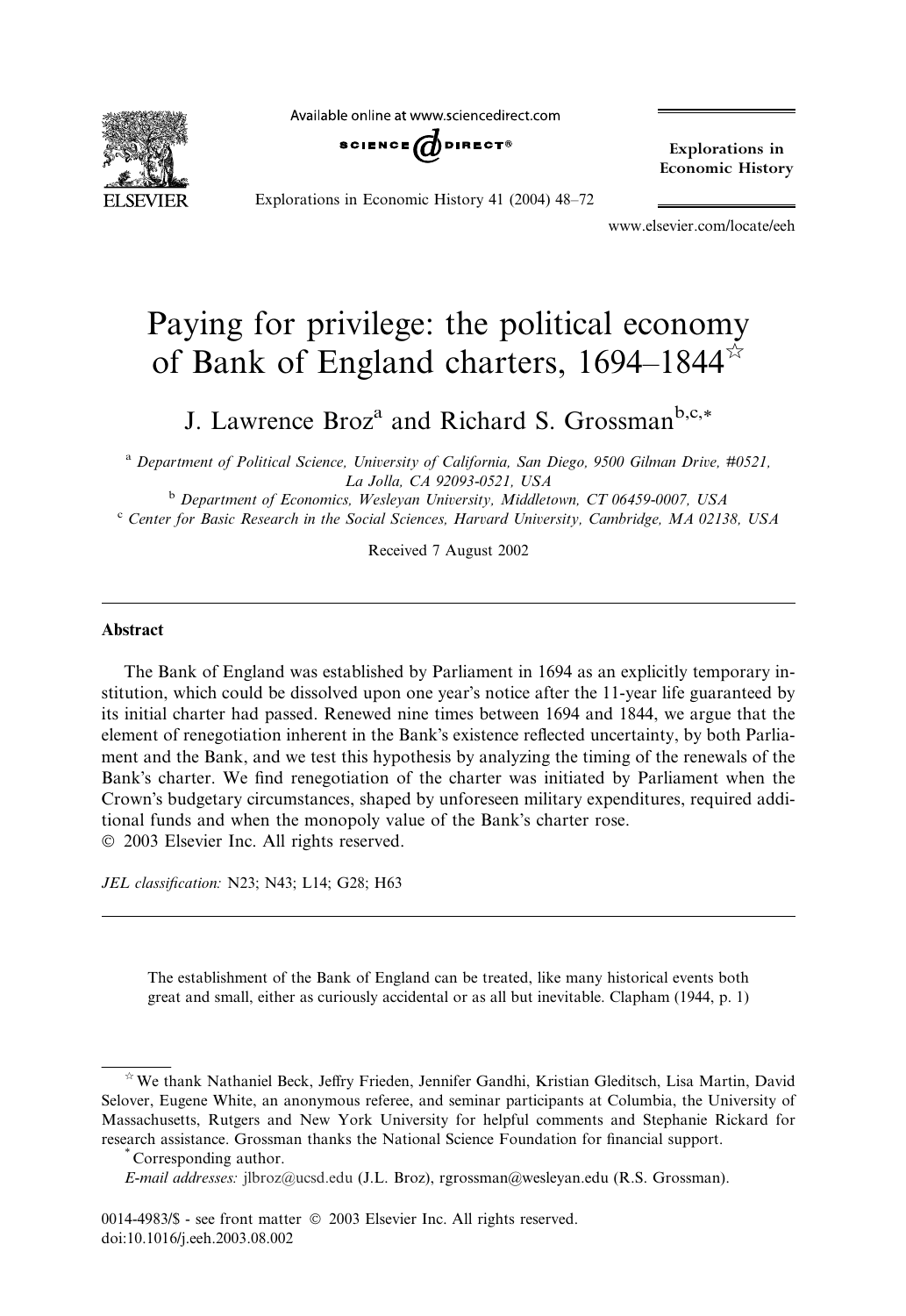# Paying for privilege: the political economy of Bank of England charters, 1694–1844☆

J. Lawrence Broz[a] and Richard S. Grossman[b,c,*]

[a] Department of Political Science, University of California, San Diego, 9500 Gilman Drive, #0521, La Jolla, CA 92093-0521, USA

[b] Department of Economics, Wesleyan University, Middletown, CT 06459-0007, USA

[c] Center for Basic Research in the Social Sciences, Harvard University, Cambridge, MA 02138, USA

Received 7 August 2002

## Abstract

The Bank of England was established by Parliament in 1694 as an explicitly temporary institution, which could be dissolved upon one year's notice after the 11-year life guaranteed by its initial charter had passed. Renewed nine times between 1694 and 1844, we argue that the element of renegotiation inherent in the Bank's existence reflected uncertainty, by both Parliament and the Bank, and we test this hypothesis by analyzing the timing of the renewals of the Bank's charter. We find renegotiation of the charter was initiated by Parliament when the Crown's budgetary circumstances, shaped by unforeseen military expenditures, required additional funds and when the monopoly value of the Bank's charter rose.

© 2003 Elsevier Inc. All rights reserved.

*JEL classification:* N23; N43; L14; G28; H63

> The establishment of the Bank of England can be treated, like many historical events both great and small, either as curiously accidental or as all but inevitable. Clapham (1944, p. 1)

☆ We thank Nathaniel Beck, Jeffry Frieden, Jennifer Gandhi, Kristian Gleditsch, Lisa Martin, David Selover, Eugene White, an anonymous referee, and seminar participants at Columbia, the University of Massachusetts, Rutgers and New York University for helpful comments and Stephanie Rickard for research assistance. Grossman thanks the National Science Foundation for financial support.

\* Corresponding author.

*E-mail addresses:* jlbroz@ucsd.edu (J.L. Broz), rgrossman@wesleyan.edu (R.S. Grossman).

0014-4983/$ - see front matter © 2003 Elsevier Inc. All rights reserved.
doi:10.1016/j.eeh.2003.08.002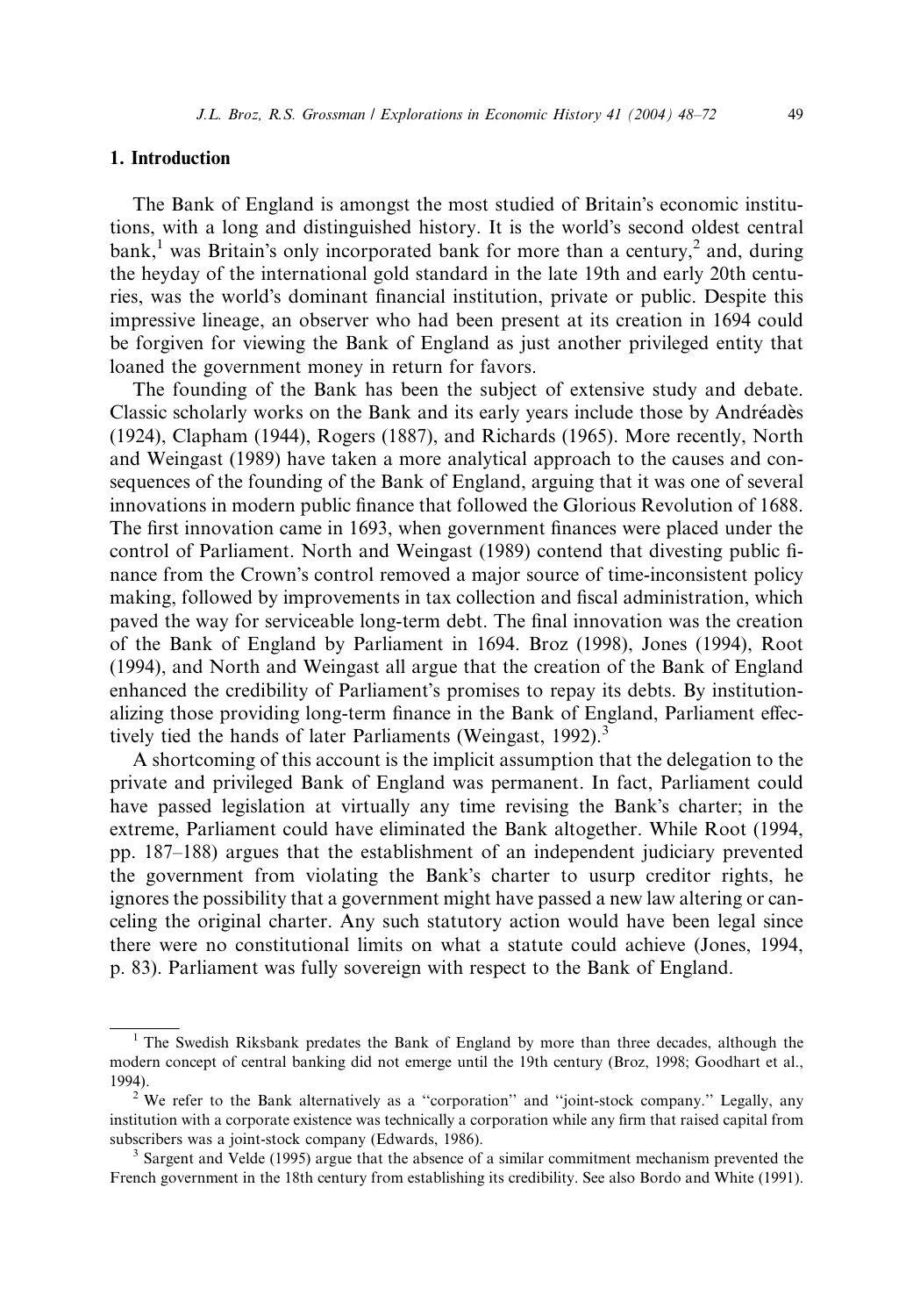## 1. Introduction

The Bank of England is amongst the most studied of Britain's economic institutions, with a long and distinguished history. It is the world's second oldest central bank,[1] was Britain's only incorporated bank for more than a century,[2] and, during the heyday of the international gold standard in the late 19th and early 20th centuries, was the world's dominant financial institution, private or public. Despite this impressive lineage, an observer who had been present at its creation in 1694 could be forgiven for viewing the Bank of England as just another privileged entity that loaned the government money in return for favors.

The founding of the Bank has been the subject of extensive study and debate. Classic scholarly works on the Bank and its early years include those by Andréadès (1924), Clapham (1944), Rogers (1887), and Richards (1965). More recently, North and Weingast (1989) have taken a more analytical approach to the causes and consequences of the founding of the Bank of England, arguing that it was one of several innovations in modern public finance that followed the Glorious Revolution of 1688. The first innovation came in 1693, when government finances were placed under the control of Parliament. North and Weingast (1989) contend that divesting public finance from the Crown's control removed a major source of time-inconsistent policy making, followed by improvements in tax collection and fiscal administration, which paved the way for serviceable long-term debt. The final innovation was the creation of the Bank of England by Parliament in 1694. Broz (1998), Jones (1994), Root (1994), and North and Weingast all argue that the creation of the Bank of England enhanced the credibility of Parliament's promises to repay its debts. By institutionalizing those providing long-term finance in the Bank of England, Parliament effectively tied the hands of later Parliaments (Weingast, 1992).[3]

A shortcoming of this account is the implicit assumption that the delegation to the private and privileged Bank of England was permanent. In fact, Parliament could have passed legislation at virtually any time revising the Bank's charter; in the extreme, Parliament could have eliminated the Bank altogether. While Root (1994, pp. 187–188) argues that the establishment of an independent judiciary prevented the government from violating the Bank's charter to usurp creditor rights, he ignores the possibility that a government might have passed a new law altering or canceling the original charter. Any such statutory action would have been legal since there were no constitutional limits on what a statute could achieve (Jones, 1994, p. 83). Parliament was fully sovereign with respect to the Bank of England.

[1] The Swedish Riksbank predates the Bank of England by more than three decades, although the modern concept of central banking did not emerge until the 19th century (Broz, 1998; Goodhart et al., 1994).

[2] We refer to the Bank alternatively as a "corporation" and "joint-stock company." Legally, any institution with a corporate existence was technically a corporation while any firm that raised capital from subscribers was a joint-stock company (Edwards, 1986).

[3] Sargent and Velde (1995) argue that the absence of a similar commitment mechanism prevented the French government in the 18th century from establishing its credibility. See also Bordo and White (1991).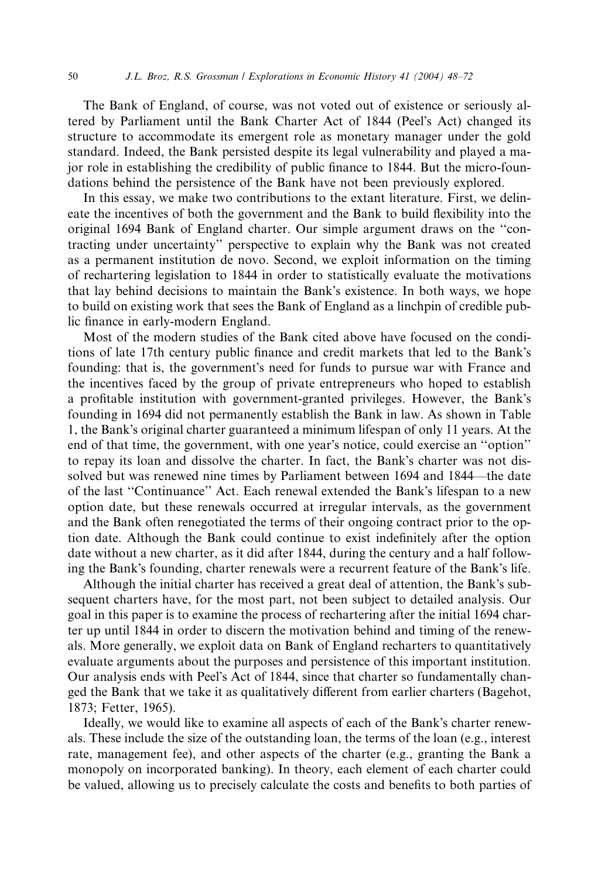The Bank of England, of course, was not voted out of existence or seriously altered by Parliament until the Bank Charter Act of 1844 (Peel's Act) changed its structure to accommodate its emergent role as monetary manager under the gold standard. Indeed, the Bank persisted despite its legal vulnerability and played a major role in establishing the credibility of public finance to 1844. But the micro-foundations behind the persistence of the Bank have not been previously explored.

In this essay, we make two contributions to the extant literature. First, we delineate the incentives of both the government and the Bank to build flexibility into the original 1694 Bank of England charter. Our simple argument draws on the "contracting under uncertainty" perspective to explain why the Bank was not created as a permanent institution de novo. Second, we exploit information on the timing of rechartering legislation to 1844 in order to statistically evaluate the motivations that lay behind decisions to maintain the Bank's existence. In both ways, we hope to build on existing work that sees the Bank of England as a linchpin of credible public finance in early-modern England.

Most of the modern studies of the Bank cited above have focused on the conditions of late 17th century public finance and credit markets that led to the Bank's founding: that is, the government's need for funds to pursue war with France and the incentives faced by the group of private entrepreneurs who hoped to establish a profitable institution with government-granted privileges. However, the Bank's founding in 1694 did not permanently establish the Bank in law. As shown in Table 1, the Bank's original charter guaranteed a minimum lifespan of only 11 years. At the end of that time, the government, with one year's notice, could exercise an "option" to repay its loan and dissolve the charter. In fact, the Bank's charter was not dissolved but was renewed nine times by Parliament between 1694 and 1844—the date of the last "Continuance" Act. Each renewal extended the Bank's lifespan to a new option date, but these renewals occurred at irregular intervals, as the government and the Bank often renegotiated the terms of their ongoing contract prior to the option date. Although the Bank could continue to exist indefinitely after the option date without a new charter, as it did after 1844, during the century and a half following the Bank's founding, charter renewals were a recurrent feature of the Bank's life.

Although the initial charter has received a great deal of attention, the Bank's subsequent charters have, for the most part, not been subject to detailed analysis. Our goal in this paper is to examine the process of rechartering after the initial 1694 charter up until 1844 in order to discern the motivation behind and timing of the renewals. More generally, we exploit data on Bank of England recharters to quantitatively evaluate arguments about the purposes and persistence of this important institution. Our analysis ends with Peel's Act of 1844, since that charter so fundamentally changed the Bank that we take it as qualitatively different from earlier charters (Bagehot, 1873; Fetter, 1965).

Ideally, we would like to examine all aspects of each of the Bank's charter renewals. These include the size of the outstanding loan, the terms of the loan (e.g., interest rate, management fee), and other aspects of the charter (e.g., granting the Bank a monopoly on incorporated banking). In theory, each element of each charter could be valued, allowing us to precisely calculate the costs and benefits to both parties of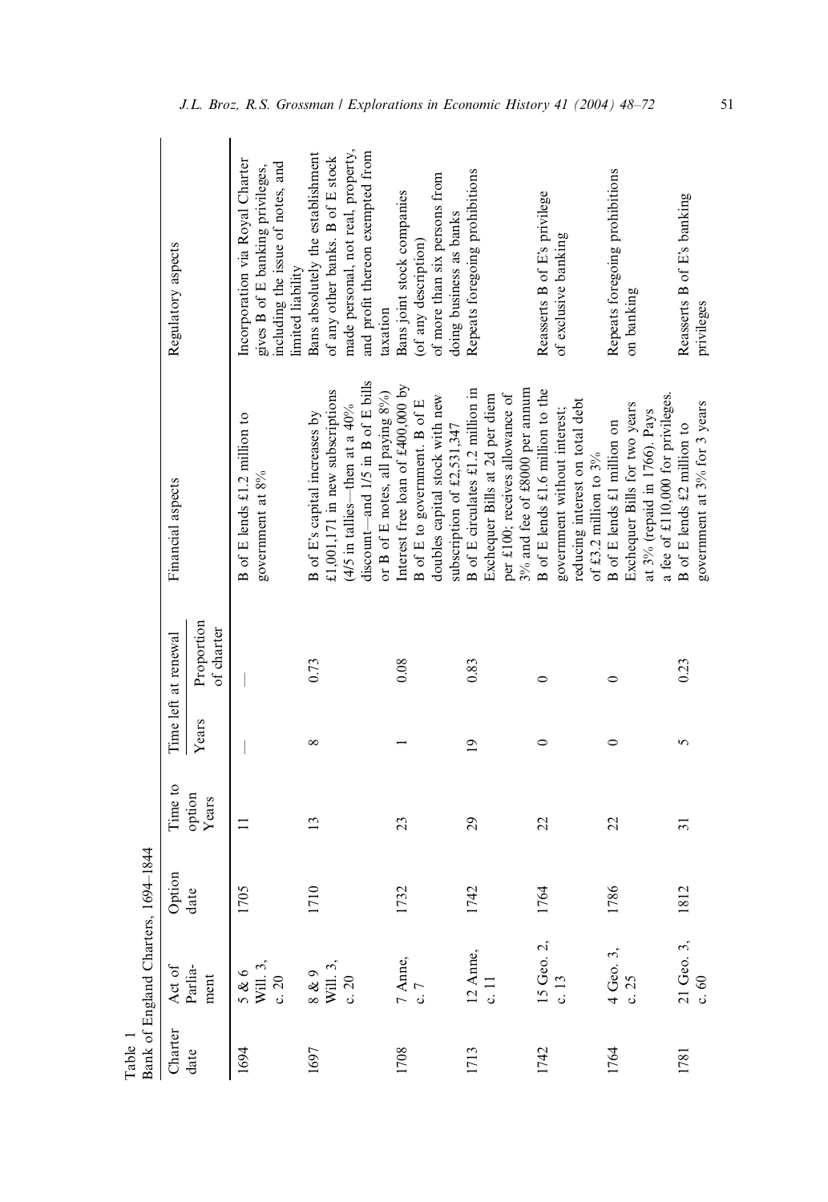Table 1
Bank of England Charters, 1694–1844

| Charter date | Act of Parliament | Option date | Time to option Years | Time left at renewal | | Financial aspects | Regulatory aspects |
|---|---|---|---|---|---|---|---|
| | | | | Years | Proportion of charter | | |
| 1694 | 5 & 6 Will. 3, c. 20 | 1705 | 11 | — | — | B of E lends £1.2 million to government at 8% | Incorporation via Royal Charter gives B of E banking privileges, including the issue of notes, and limited liability |
| 1697 | 8 & 9 Will. 3, c. 20 | 1710 | 13 | 8 | 0.73 | B of E's capital increases by £1,001,171 in new subscriptions (4/5 in tallies—then at a 40% discount—and 1/5 in B of E bills or B of E notes, all paying 8%) | Bans absolutely the establishment of any other banks. B of E stock made personal, not real, property, and profit thereon exempted from taxation |
| 1708 | 7 Anne, c. 7 | 1732 | 23 | 1 | 0.08 | Interest free loan of £400,000 by B of E to government. B of E doubles capital stock with new subscription of £2,531,347 | Bans joint stock companies (of any description) of more than six persons from doing business as banks |
| 1713 | 12 Anne, c. 11 | 1742 | 29 | 19 | 0.83 | B of E circulates £1.2 million in Exchequer Bills at 2d per diem per £100; receives allowance of 3% and fee of £8000 per annum | Repeats foregoing prohibitions |
| 1742 | 15 Geo. 2, c. 13 | 1764 | 22 | 0 | 0 | B of E lends £1.6 million to the government without interest; reducing interest on total debt of £3.2 million to 3% | Reasserts B of E's privilege of exclusive banking |
| 1764 | 4 Geo. 3, c. 25 | 1786 | 22 | 0 | 0 | B of E lends £1 million on Exchequer Bills for two years at 3% (repaid in 1766). Pays a fee of £110,000 for privileges. | Repeats foregoing prohibitions on banking |
| 1781 | 21 Geo. 3, c. 60 | 1812 | 31 | 5 | 0.23 | B of E lends £2 million to government at 3% for 3 years | Reasserts B of E's banking privileges |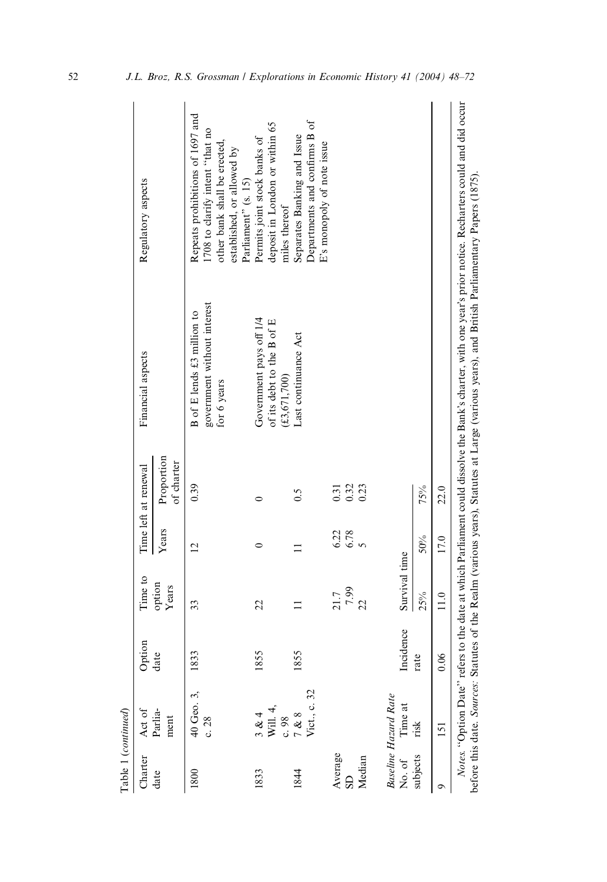Table 1 (*continued*)

| Charter date | Act of Parlia-ment | Option date | Time to option Years | Time left at renewal Years | Time left at renewal Proportion of charter | Financial aspects | Regulatory aspects |
|---|---|---|---|---|---|---|---|
| 1800 | 40 Geo. 3, c. 28 | 1833 | 33 | 12 | 0.39 | B of E lends £3 million to government without interest for 6 years | Repeats prohibitions of 1697 and 1708 to clarify intent "that no other bank shall be erected, established, or allowed by Parliament" (s. 15) |
| 1833 | 3 & 4 Will. 4, c. 98 | 1855 | 22 | 0 | 0 | Government pays off 1/4 of its debt to the B of E (£3,671,700) | Permits joint stock banks of deposit in London or within 65 miles thereof |
| 1844 | 7 & 8 Vict., c. 32 | 1855 | 11 | 11 | 0.5 | Last continuance Act | Separates Banking and Issue Departments and confirms B of E's monopoly of note issue |
| Average | | | 21.7 | 6.22 | 0.31 | | |
| SD | | | 7.99 | 6.78 | 0.32 | | |
| Median | | | 22 | 5 | 0.23 | | |

*Baseline Hazard Rate*

| No. of subjects | Time at risk | Incidence rate | Survival time 25% | Survival time 50% | Survival time 75% |
|---|---|---|---|---|---|
| 9 | 151 | 0.06 | 11.0 | 17.0 | 22.0 |

*Notes.* "Option Date" refers to the date at which Parliament could dissolve the Bank's charter, with one year's prior notice. Recharters could and did occur before this date. *Sources:* Statutes of the Realm (various years), Statutes at Large (various years), and British Parliamentary Papers (1875).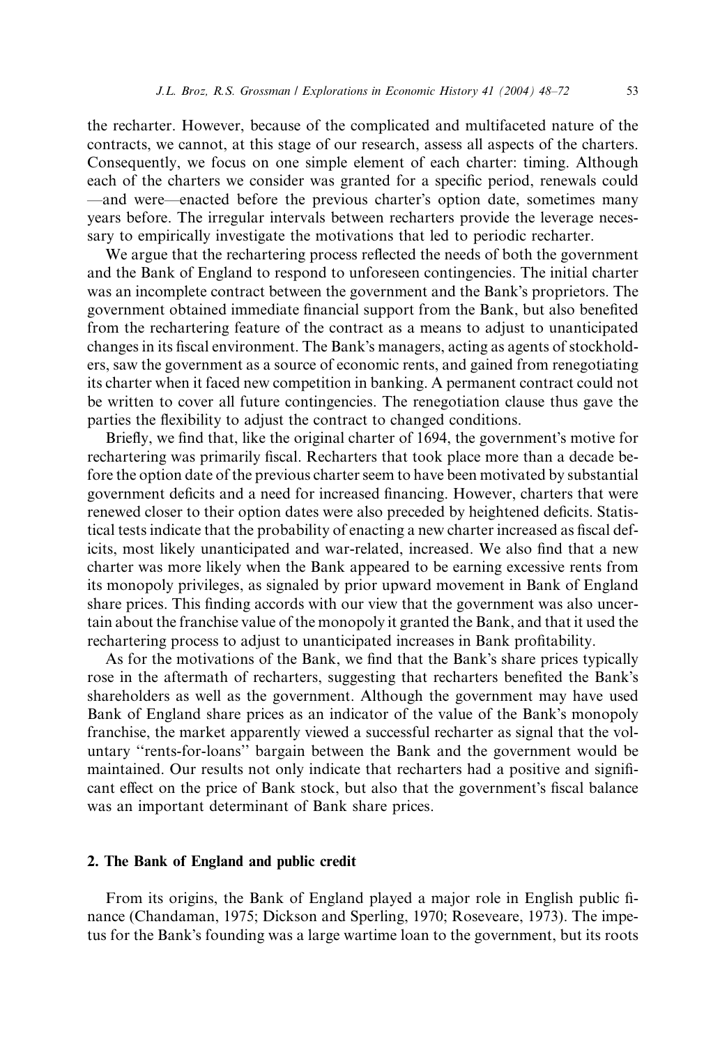the recharter. However, because of the complicated and multifaceted nature of the contracts, we cannot, at this stage of our research, assess all aspects of the charters. Consequently, we focus on one simple element of each charter: timing. Although each of the charters we consider was granted for a specific period, renewals could —and were—enacted before the previous charter's option date, sometimes many years before. The irregular intervals between recharters provide the leverage necessary to empirically investigate the motivations that led to periodic recharter.

We argue that the rechartering process reflected the needs of both the government and the Bank of England to respond to unforeseen contingencies. The initial charter was an incomplete contract between the government and the Bank's proprietors. The government obtained immediate financial support from the Bank, but also benefited from the rechartering feature of the contract as a means to adjust to unanticipated changes in its fiscal environment. The Bank's managers, acting as agents of stockholders, saw the government as a source of economic rents, and gained from renegotiating its charter when it faced new competition in banking. A permanent contract could not be written to cover all future contingencies. The renegotiation clause thus gave the parties the flexibility to adjust the contract to changed conditions.

Briefly, we find that, like the original charter of 1694, the government's motive for rechartering was primarily fiscal. Recharters that took place more than a decade before the option date of the previous charter seem to have been motivated by substantial government deficits and a need for increased financing. However, charters that were renewed closer to their option dates were also preceded by heightened deficits. Statistical tests indicate that the probability of enacting a new charter increased as fiscal deficits, most likely unanticipated and war-related, increased. We also find that a new charter was more likely when the Bank appeared to be earning excessive rents from its monopoly privileges, as signaled by prior upward movement in Bank of England share prices. This finding accords with our view that the government was also uncertain about the franchise value of the monopoly it granted the Bank, and that it used the rechartering process to adjust to unanticipated increases in Bank profitability.

As for the motivations of the Bank, we find that the Bank's share prices typically rose in the aftermath of recharters, suggesting that recharters benefited the Bank's shareholders as well as the government. Although the government may have used Bank of England share prices as an indicator of the value of the Bank's monopoly franchise, the market apparently viewed a successful recharter as signal that the voluntary "rents-for-loans" bargain between the Bank and the government would be maintained. Our results not only indicate that recharters had a positive and significant effect on the price of Bank stock, but also that the government's fiscal balance was an important determinant of Bank share prices.

## 2. The Bank of England and public credit

From its origins, the Bank of England played a major role in English public finance (Chandaman, 1975; Dickson and Sperling, 1970; Roseveare, 1973). The impetus for the Bank's founding was a large wartime loan to the government, but its roots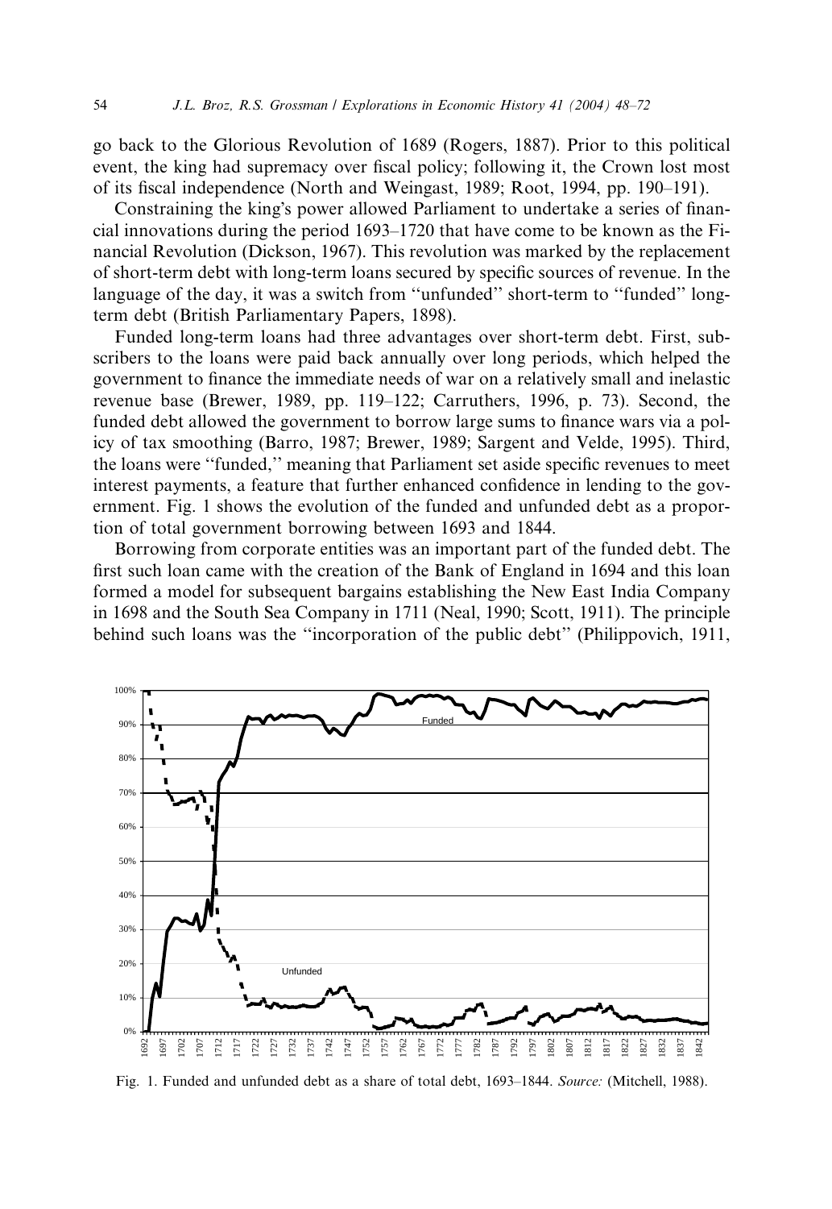go back to the Glorious Revolution of 1689 (Rogers, 1887). Prior to this political event, the king had supremacy over fiscal policy; following it, the Crown lost most of its fiscal independence (North and Weingast, 1989; Root, 1994, pp. 190–191).

Constraining the king's power allowed Parliament to undertake a series of financial innovations during the period 1693–1720 that have come to be known as the Financial Revolution (Dickson, 1967). This revolution was marked by the replacement of short-term debt with long-term loans secured by specific sources of revenue. In the language of the day, it was a switch from "unfunded" short-term to "funded" long-term debt (British Parliamentary Papers, 1898).

Funded long-term loans had three advantages over short-term debt. First, subscribers to the loans were paid back annually over long periods, which helped the government to finance the immediate needs of war on a relatively small and inelastic revenue base (Brewer, 1989, pp. 119–122; Carruthers, 1996, p. 73). Second, the funded debt allowed the government to borrow large sums to finance wars via a policy of tax smoothing (Barro, 1987; Brewer, 1989; Sargent and Velde, 1995). Third, the loans were "funded," meaning that Parliament set aside specific revenues to meet interest payments, a feature that further enhanced confidence in lending to the government. Fig. 1 shows the evolution of the funded and unfunded debt as a proportion of total government borrowing between 1693 and 1844.

Borrowing from corporate entities was an important part of the funded debt. The first such loan came with the creation of the Bank of England in 1694 and this loan formed a model for subsequent bargains establishing the New East India Company in 1698 and the South Sea Company in 1711 (Neal, 1990; Scott, 1911). The principle behind such loans was the "incorporation of the public debt" (Philippovich, 1911,

Fig. 1. Funded and unfunded debt as a share of total debt, 1693–1844. *Source:* (Mitchell, 1988).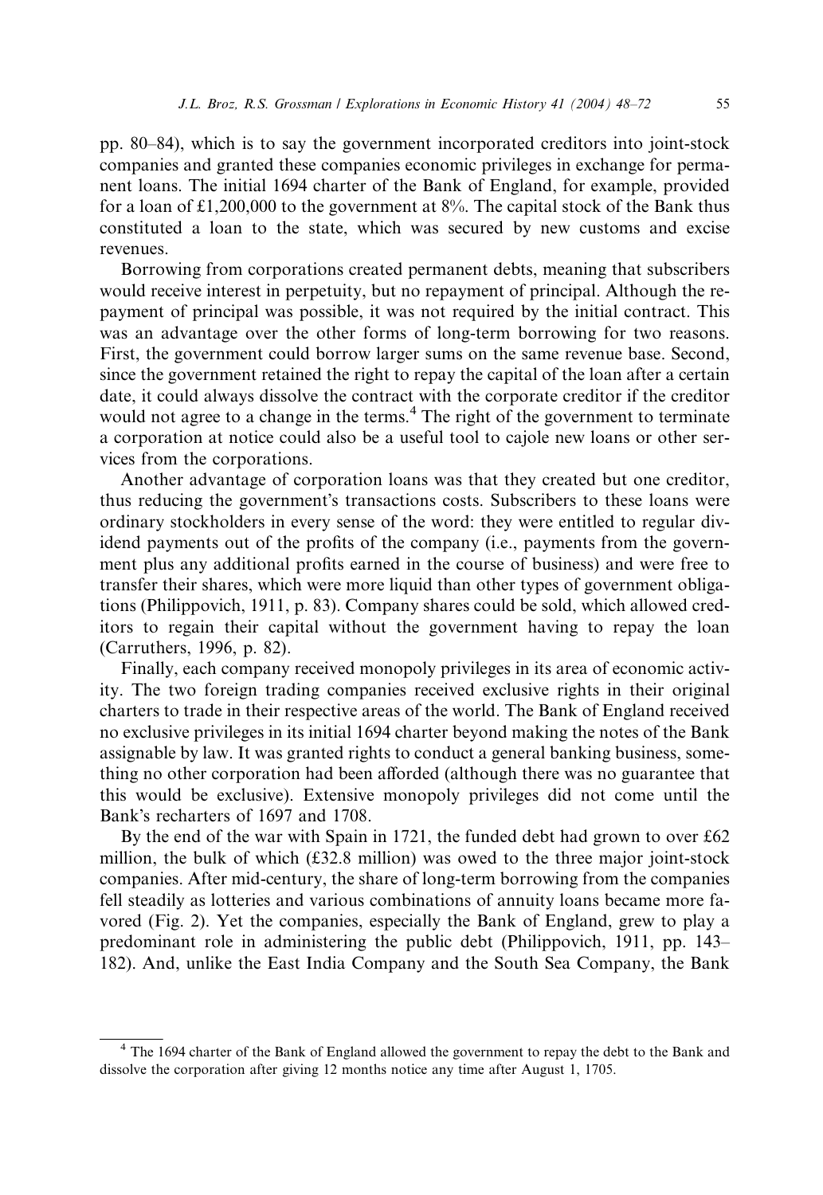pp. 80–84), which is to say the government incorporated creditors into joint-stock companies and granted these companies economic privileges in exchange for permanent loans. The initial 1694 charter of the Bank of England, for example, provided for a loan of £1,200,000 to the government at 8%. The capital stock of the Bank thus constituted a loan to the state, which was secured by new customs and excise revenues.

Borrowing from corporations created permanent debts, meaning that subscribers would receive interest in perpetuity, but no repayment of principal. Although the repayment of principal was possible, it was not required by the initial contract. This was an advantage over the other forms of long-term borrowing for two reasons. First, the government could borrow larger sums on the same revenue base. Second, since the government retained the right to repay the capital of the loan after a certain date, it could always dissolve the contract with the corporate creditor if the creditor would not agree to a change in the terms.[4] The right of the government to terminate a corporation at notice could also be a useful tool to cajole new loans or other services from the corporations.

Another advantage of corporation loans was that they created but one creditor, thus reducing the government's transactions costs. Subscribers to these loans were ordinary stockholders in every sense of the word: they were entitled to regular dividend payments out of the profits of the company (i.e., payments from the government plus any additional profits earned in the course of business) and were free to transfer their shares, which were more liquid than other types of government obligations (Philippovich, 1911, p. 83). Company shares could be sold, which allowed creditors to regain their capital without the government having to repay the loan (Carruthers, 1996, p. 82).

Finally, each company received monopoly privileges in its area of economic activity. The two foreign trading companies received exclusive rights in their original charters to trade in their respective areas of the world. The Bank of England received no exclusive privileges in its initial 1694 charter beyond making the notes of the Bank assignable by law. It was granted rights to conduct a general banking business, something no other corporation had been afforded (although there was no guarantee that this would be exclusive). Extensive monopoly privileges did not come until the Bank's recharters of 1697 and 1708.

By the end of the war with Spain in 1721, the funded debt had grown to over £62 million, the bulk of which (£32.8 million) was owed to the three major joint-stock companies. After mid-century, the share of long-term borrowing from the companies fell steadily as lotteries and various combinations of annuity loans became more favored (Fig. 2). Yet the companies, especially the Bank of England, grew to play a predominant role in administering the public debt (Philippovich, 1911, pp. 143–182). And, unlike the East India Company and the South Sea Company, the Bank

---

[4] The 1694 charter of the Bank of England allowed the government to repay the debt to the Bank and dissolve the corporation after giving 12 months notice any time after August 1, 1705.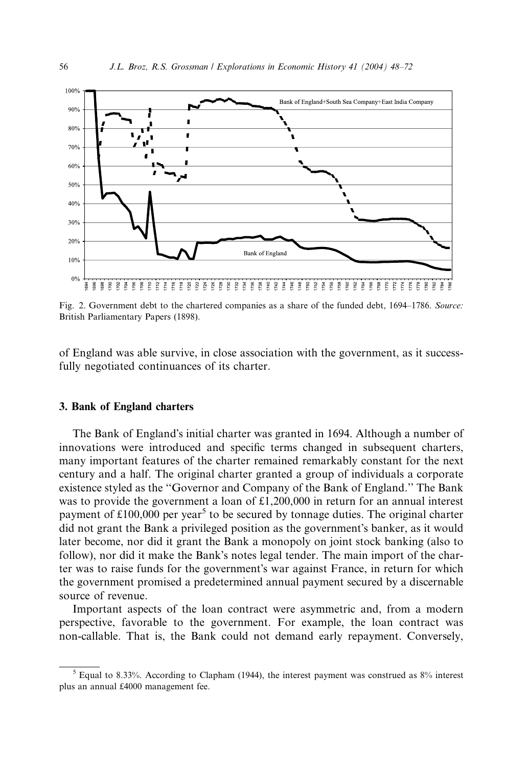Fig. 2. Government debt to the chartered companies as a share of the funded debt, 1694–1786. *Source:* British Parliamentary Papers (1898).

of England was able survive, in close association with the government, as it successfully negotiated continuances of its charter.

### 3. Bank of England charters

The Bank of England's initial charter was granted in 1694. Although a number of innovations were introduced and specific terms changed in subsequent charters, many important features of the charter remained remarkably constant for the next century and a half. The original charter granted a group of individuals a corporate existence styled as the "Governor and Company of the Bank of England." The Bank was to provide the government a loan of £1,200,000 in return for an annual interest payment of £100,000 per year[5] to be secured by tonnage duties. The original charter did not grant the Bank a privileged position as the government's banker, as it would later become, nor did it grant the Bank a monopoly on joint stock banking (also to follow), nor did it make the Bank's notes legal tender. The main import of the charter was to raise funds for the government's war against France, in return for which the government promised a predetermined annual payment secured by a discernable source of revenue.

Important aspects of the loan contract were asymmetric and, from a modern perspective, favorable to the government. For example, the loan contract was non-callable. That is, the Bank could not demand early repayment. Conversely,

---

[5] Equal to 8.33%. According to Clapham (1944), the interest payment was construed as 8% interest plus an annual £4000 management fee.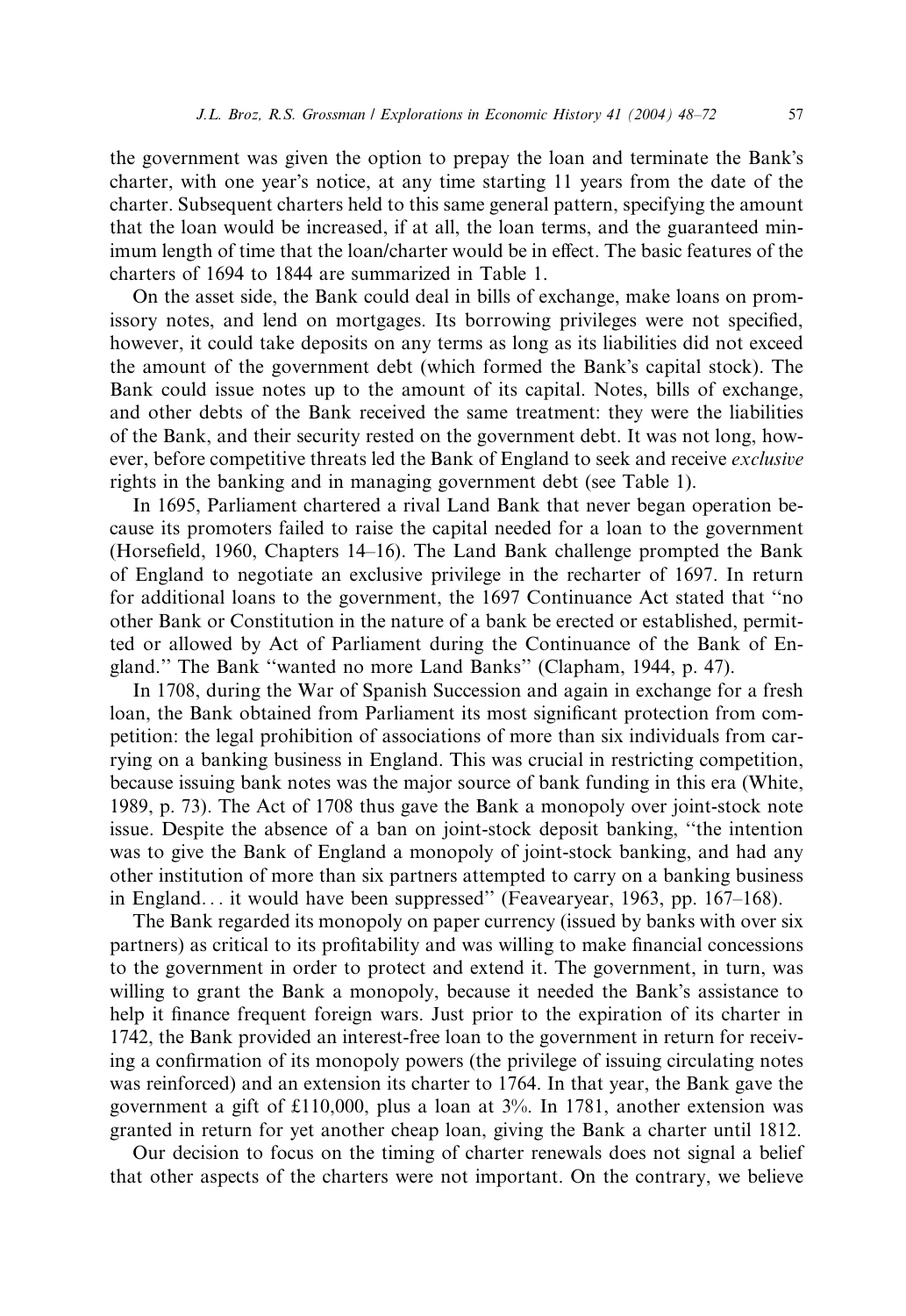the government was given the option to prepay the loan and terminate the Bank's charter, with one year's notice, at any time starting 11 years from the date of the charter. Subsequent charters held to this same general pattern, specifying the amount that the loan would be increased, if at all, the loan terms, and the guaranteed minimum length of time that the loan/charter would be in effect. The basic features of the charters of 1694 to 1844 are summarized in Table 1.

On the asset side, the Bank could deal in bills of exchange, make loans on promissory notes, and lend on mortgages. Its borrowing privileges were not specified, however, it could take deposits on any terms as long as its liabilities did not exceed the amount of the government debt (which formed the Bank's capital stock). The Bank could issue notes up to the amount of its capital. Notes, bills of exchange, and other debts of the Bank received the same treatment: they were the liabilities of the Bank, and their security rested on the government debt. It was not long, however, before competitive threats led the Bank of England to seek and receive *exclusive* rights in the banking and in managing government debt (see Table 1).

In 1695, Parliament chartered a rival Land Bank that never began operation because its promoters failed to raise the capital needed for a loan to the government (Horsefield, 1960, Chapters 14–16). The Land Bank challenge prompted the Bank of England to negotiate an exclusive privilege in the recharter of 1697. In return for additional loans to the government, the 1697 Continuance Act stated that "no other Bank or Constitution in the nature of a bank be erected or established, permitted or allowed by Act of Parliament during the Continuance of the Bank of England." The Bank "wanted no more Land Banks" (Clapham, 1944, p. 47).

In 1708, during the War of Spanish Succession and again in exchange for a fresh loan, the Bank obtained from Parliament its most significant protection from competition: the legal prohibition of associations of more than six individuals from carrying on a banking business in England. This was crucial in restricting competition, because issuing bank notes was the major source of bank funding in this era (White, 1989, p. 73). The Act of 1708 thus gave the Bank a monopoly over joint-stock note issue. Despite the absence of a ban on joint-stock deposit banking, "the intention was to give the Bank of England a monopoly of joint-stock banking, and had any other institution of more than six partners attempted to carry on a banking business in England... it would have been suppressed" (Feavearyear, 1963, pp. 167–168).

The Bank regarded its monopoly on paper currency (issued by banks with over six partners) as critical to its profitability and was willing to make financial concessions to the government in order to protect and extend it. The government, in turn, was willing to grant the Bank a monopoly, because it needed the Bank's assistance to help it finance frequent foreign wars. Just prior to the expiration of its charter in 1742, the Bank provided an interest-free loan to the government in return for receiving a confirmation of its monopoly powers (the privilege of issuing circulating notes was reinforced) and an extension its charter to 1764. In that year, the Bank gave the government a gift of £110,000, plus a loan at 3%. In 1781, another extension was granted in return for yet another cheap loan, giving the Bank a charter until 1812.

Our decision to focus on the timing of charter renewals does not signal a belief that other aspects of the charters were not important. On the contrary, we believe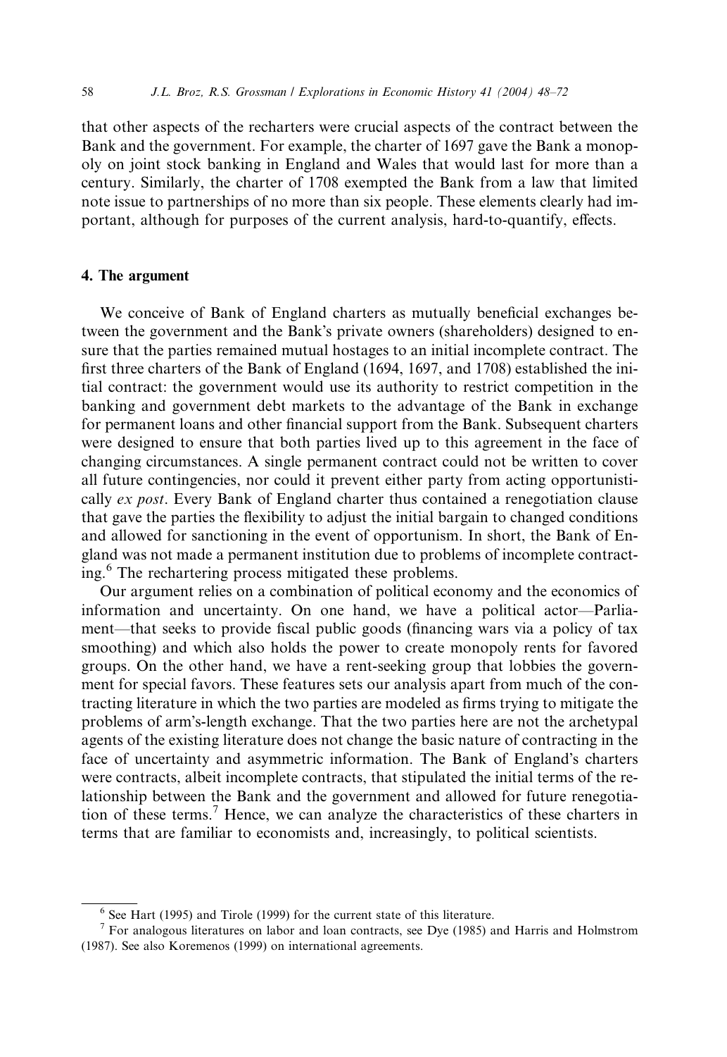that other aspects of the recharters were crucial aspects of the contract between the Bank and the government. For example, the charter of 1697 gave the Bank a monopoly on joint stock banking in England and Wales that would last for more than a century. Similarly, the charter of 1708 exempted the Bank from a law that limited note issue to partnerships of no more than six people. These elements clearly had important, although for purposes of the current analysis, hard-to-quantify, effects.

## 4. The argument

We conceive of Bank of England charters as mutually beneficial exchanges between the government and the Bank's private owners (shareholders) designed to ensure that the parties remained mutual hostages to an initial incomplete contract. The first three charters of the Bank of England (1694, 1697, and 1708) established the initial contract: the government would use its authority to restrict competition in the banking and government debt markets to the advantage of the Bank in exchange for permanent loans and other financial support from the Bank. Subsequent charters were designed to ensure that both parties lived up to this agreement in the face of changing circumstances. A single permanent contract could not be written to cover all future contingencies, nor could it prevent either party from acting opportunistically *ex post*. Every Bank of England charter thus contained a renegotiation clause that gave the parties the flexibility to adjust the initial bargain to changed conditions and allowed for sanctioning in the event of opportunism. In short, the Bank of England was not made a permanent institution due to problems of incomplete contracting.[6] The rechartering process mitigated these problems.

Our argument relies on a combination of political economy and the economics of information and uncertainty. On one hand, we have a political actor—Parliament—that seeks to provide fiscal public goods (financing wars via a policy of tax smoothing) and which also holds the power to create monopoly rents for favored groups. On the other hand, we have a rent-seeking group that lobbies the government for special favors. These features sets our analysis apart from much of the contracting literature in which the two parties are modeled as firms trying to mitigate the problems of arm's-length exchange. That the two parties here are not the archetypal agents of the existing literature does not change the basic nature of contracting in the face of uncertainty and asymmetric information. The Bank of England's charters were contracts, albeit incomplete contracts, that stipulated the initial terms of the relationship between the Bank and the government and allowed for future renegotiation of these terms.[7] Hence, we can analyze the characteristics of these charters in terms that are familiar to economists and, increasingly, to political scientists.

---

[6] See Hart (1995) and Tirole (1999) for the current state of this literature.

[7] For analogous literatures on labor and loan contracts, see Dye (1985) and Harris and Holmstrom (1987). See also Koremenos (1999) on international agreements.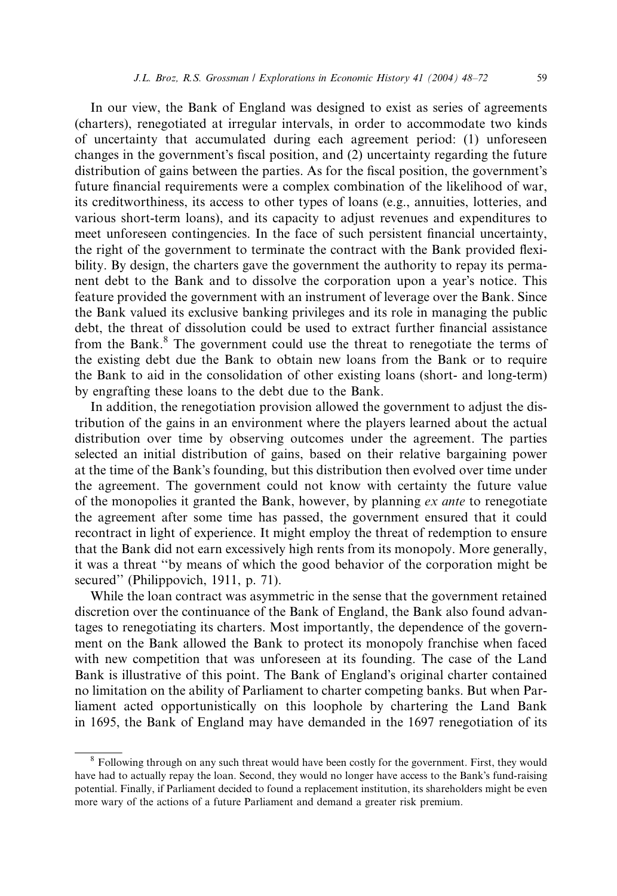In our view, the Bank of England was designed to exist as series of agreements (charters), renegotiated at irregular intervals, in order to accommodate two kinds of uncertainty that accumulated during each agreement period: (1) unforeseen changes in the government's fiscal position, and (2) uncertainty regarding the future distribution of gains between the parties. As for the fiscal position, the government's future financial requirements were a complex combination of the likelihood of war, its creditworthiness, its access to other types of loans (e.g., annuities, lotteries, and various short-term loans), and its capacity to adjust revenues and expenditures to meet unforeseen contingencies. In the face of such persistent financial uncertainty, the right of the government to terminate the contract with the Bank provided flexibility. By design, the charters gave the government the authority to repay its permanent debt to the Bank and to dissolve the corporation upon a year's notice. This feature provided the government with an instrument of leverage over the Bank. Since the Bank valued its exclusive banking privileges and its role in managing the public debt, the threat of dissolution could be used to extract further financial assistance from the Bank.[8] The government could use the threat to renegotiate the terms of the existing debt due the Bank to obtain new loans from the Bank or to require the Bank to aid in the consolidation of other existing loans (short- and long-term) by engrafting these loans to the debt due to the Bank.

In addition, the renegotiation provision allowed the government to adjust the distribution of the gains in an environment where the players learned about the actual distribution over time by observing outcomes under the agreement. The parties selected an initial distribution of gains, based on their relative bargaining power at the time of the Bank's founding, but this distribution then evolved over time under the agreement. The government could not know with certainty the future value of the monopolies it granted the Bank, however, by planning *ex ante* to renegotiate the agreement after some time has passed, the government ensured that it could recontract in light of experience. It might employ the threat of redemption to ensure that the Bank did not earn excessively high rents from its monopoly. More generally, it was a threat "by means of which the good behavior of the corporation might be secured" (Philippovich, 1911, p. 71).

While the loan contract was asymmetric in the sense that the government retained discretion over the continuance of the Bank of England, the Bank also found advantages to renegotiating its charters. Most importantly, the dependence of the government on the Bank allowed the Bank to protect its monopoly franchise when faced with new competition that was unforeseen at its founding. The case of the Land Bank is illustrative of this point. The Bank of England's original charter contained no limitation on the ability of Parliament to charter competing banks. But when Parliament acted opportunistically on this loophole by chartering the Land Bank in 1695, the Bank of England may have demanded in the 1697 renegotiation of its

[8] Following through on any such threat would have been costly for the government. First, they would have had to actually repay the loan. Second, they would no longer have access to the Bank's fund-raising potential. Finally, if Parliament decided to found a replacement institution, its shareholders might be even more wary of the actions of a future Parliament and demand a greater risk premium.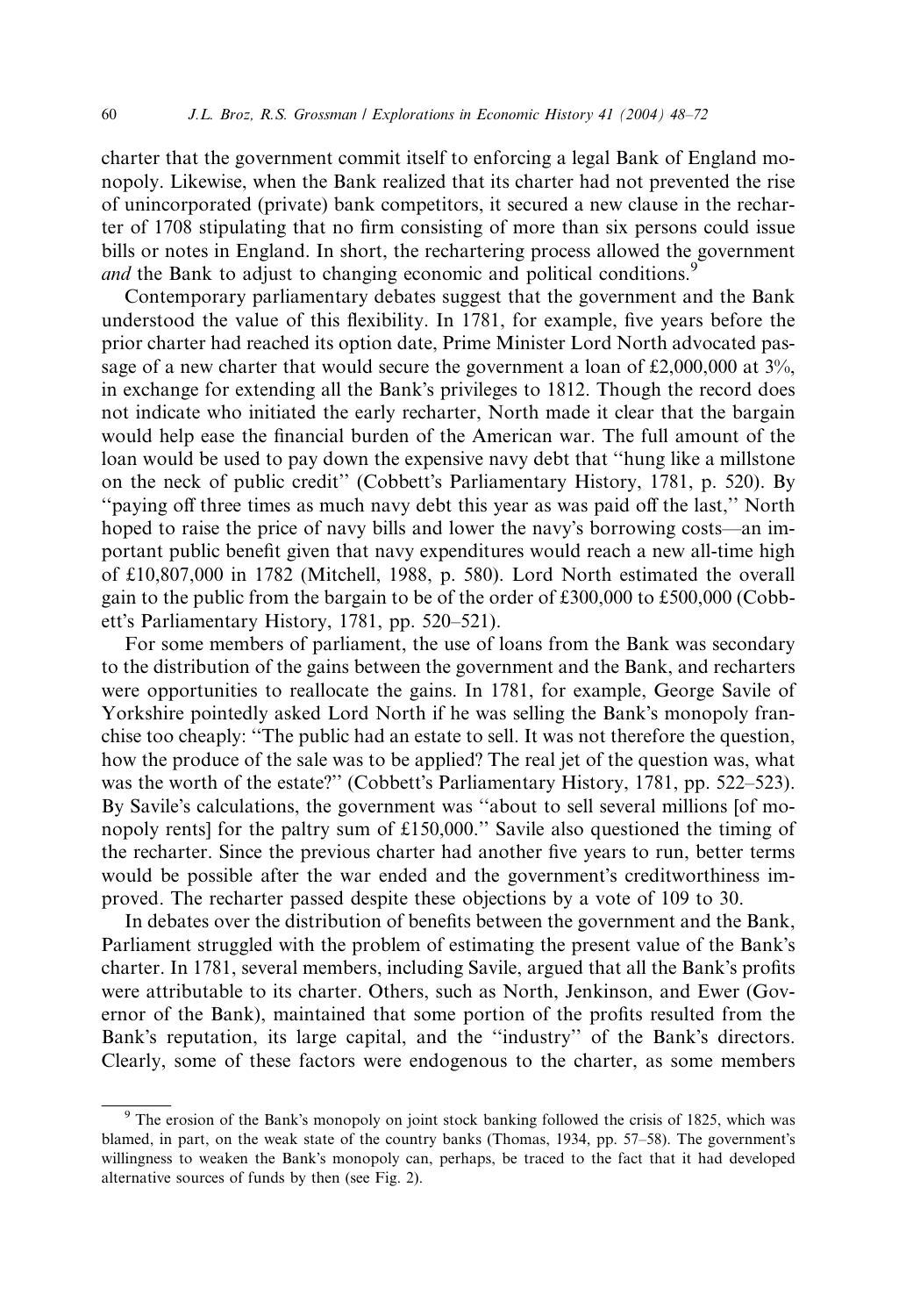charter that the government commit itself to enforcing a legal Bank of England monopoly. Likewise, when the Bank realized that its charter had not prevented the rise of unincorporated (private) bank competitors, it secured a new clause in the recharter of 1708 stipulating that no firm consisting of more than six persons could issue bills or notes in England. In short, the rechartering process allowed the government *and* the Bank to adjust to changing economic and political conditions.[9]

Contemporary parliamentary debates suggest that the government and the Bank understood the value of this flexibility. In 1781, for example, five years before the prior charter had reached its option date, Prime Minister Lord North advocated passage of a new charter that would secure the government a loan of £2,000,000 at 3%, in exchange for extending all the Bank's privileges to 1812. Though the record does not indicate who initiated the early recharter, North made it clear that the bargain would help ease the financial burden of the American war. The full amount of the loan would be used to pay down the expensive navy debt that "hung like a millstone on the neck of public credit" (Cobbett's Parliamentary History, 1781, p. 520). By "paying off three times as much navy debt this year as was paid off the last," North hoped to raise the price of navy bills and lower the navy's borrowing costs—an important public benefit given that navy expenditures would reach a new all-time high of £10,807,000 in 1782 (Mitchell, 1988, p. 580). Lord North estimated the overall gain to the public from the bargain to be of the order of £300,000 to £500,000 (Cobbett's Parliamentary History, 1781, pp. 520–521).

For some members of parliament, the use of loans from the Bank was secondary to the distribution of the gains between the government and the Bank, and recharters were opportunities to reallocate the gains. In 1781, for example, George Savile of Yorkshire pointedly asked Lord North if he was selling the Bank's monopoly franchise too cheaply: "The public had an estate to sell. It was not therefore the question, how the produce of the sale was to be applied? The real jet of the question was, what was the worth of the estate?" (Cobbett's Parliamentary History, 1781, pp. 522–523). By Savile's calculations, the government was "about to sell several millions [of monopoly rents] for the paltry sum of £150,000." Savile also questioned the timing of the recharter. Since the previous charter had another five years to run, better terms would be possible after the war ended and the government's creditworthiness improved. The recharter passed despite these objections by a vote of 109 to 30.

In debates over the distribution of benefits between the government and the Bank, Parliament struggled with the problem of estimating the present value of the Bank's charter. In 1781, several members, including Savile, argued that all the Bank's profits were attributable to its charter. Others, such as North, Jenkinson, and Ewer (Governor of the Bank), maintained that some portion of the profits resulted from the Bank's reputation, its large capital, and the "industry" of the Bank's directors. Clearly, some of these factors were endogenous to the charter, as some members

[9] The erosion of the Bank's monopoly on joint stock banking followed the crisis of 1825, which was blamed, in part, on the weak state of the country banks (Thomas, 1934, pp. 57–58). The government's willingness to weaken the Bank's monopoly can, perhaps, be traced to the fact that it had developed alternative sources of funds by then (see Fig. 2).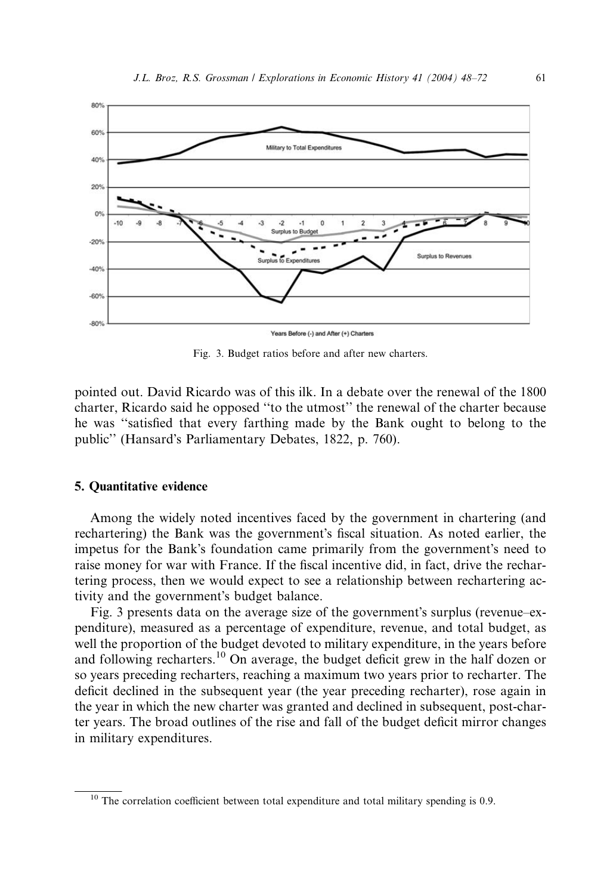Fig. 3. Budget ratios before and after new charters.

pointed out. David Ricardo was of this ilk. In a debate over the renewal of the 1800 charter, Ricardo said he opposed "to the utmost" the renewal of the charter because he was "satisfied that every farthing made by the Bank ought to belong to the public" (Hansard's Parliamentary Debates, 1822, p. 760).

## 5. Quantitative evidence

Among the widely noted incentives faced by the government in chartering (and rechartering) the Bank was the government's fiscal situation. As noted earlier, the impetus for the Bank's foundation came primarily from the government's need to raise money for war with France. If the fiscal incentive did, in fact, drive the rechartering process, then we would expect to see a relationship between rechartering activity and the government's budget balance.

Fig. 3 presents data on the average size of the government's surplus (revenue–expenditure), measured as a percentage of expenditure, revenue, and total budget, as well the proportion of the budget devoted to military expenditure, in the years before and following recharters.[10] On average, the budget deficit grew in the half dozen or so years preceding recharters, reaching a maximum two years prior to recharter. The deficit declined in the subsequent year (the year preceding recharter), rose again in the year in which the new charter was granted and declined in subsequent, post-charter years. The broad outlines of the rise and fall of the budget deficit mirror changes in military expenditures.

[10] The correlation coefficient between total expenditure and total military spending is 0.9.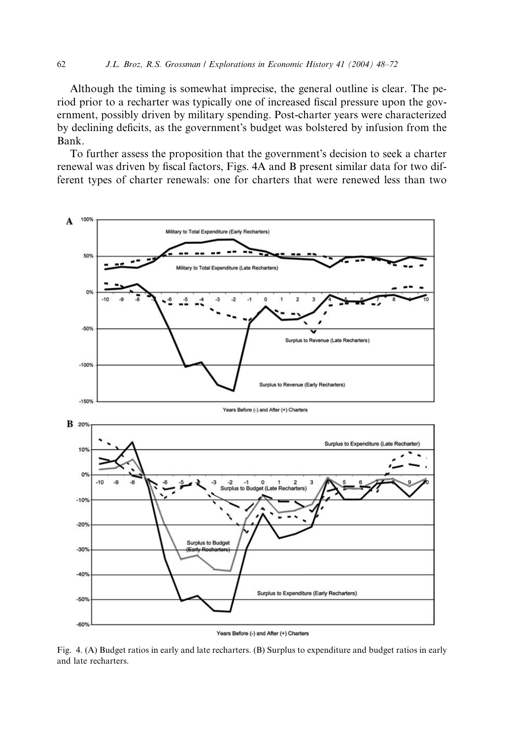Although the timing is somewhat imprecise, the general outline is clear. The period prior to a recharter was typically one of increased fiscal pressure upon the government, possibly driven by military spending. Post-charter years were characterized by declining deficits, as the government's budget was bolstered by infusion from the Bank.

To further assess the proposition that the government's decision to seek a charter renewal was driven by fiscal factors, Figs. 4A and B present similar data for two different types of charter renewals: one for charters that were renewed less than two

Fig. 4. (A) Budget ratios in early and late recharters. (B) Surplus to expenditure and budget ratios in early and late recharters.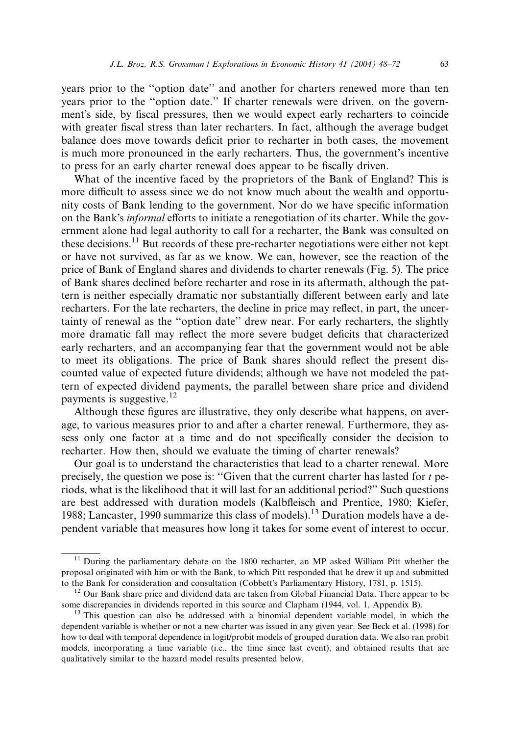years prior to the "option date" and another for charters renewed more than ten years prior to the "option date." If charter renewals were driven, on the government's side, by fiscal pressures, then we would expect early recharters to coincide with greater fiscal stress than later recharters. In fact, although the average budget balance does move towards deficit prior to recharter in both cases, the movement is much more pronounced in the early recharters. Thus, the government's incentive to press for an early charter renewal does appear to be fiscally driven.

What of the incentive faced by the proprietors of the Bank of England? This is more difficult to assess since we do not know much about the wealth and opportunity costs of Bank lending to the government. Nor do we have specific information on the Bank's *informal* efforts to initiate a renegotiation of its charter. While the government alone had legal authority to call for a recharter, the Bank was consulted on these decisions.[11] But records of these pre-recharter negotiations were either not kept or have not survived, as far as we know. We can, however, see the reaction of the price of Bank of England shares and dividends to charter renewals (Fig. 5). The price of Bank shares declined before recharter and rose in its aftermath, although the pattern is neither especially dramatic nor substantially different between early and late recharters. For the late recharters, the decline in price may reflect, in part, the uncertainty of renewal as the "option date" drew near. For early recharters, the slightly more dramatic fall may reflect the more severe budget deficits that characterized early recharters, and an accompanying fear that the government would not be able to meet its obligations. The price of Bank shares should reflect the present discounted value of expected future dividends; although we have not modeled the pattern of expected dividend payments, the parallel between share price and dividend payments is suggestive.[12]

Although these figures are illustrative, they only describe what happens, on average, to various measures prior to and after a charter renewal. Furthermore, they assess only one factor at a time and do not specifically consider the decision to recharter. How then, should we evaluate the timing of charter renewals?

Our goal is to understand the characteristics that lead to a charter renewal. More precisely, the question we pose is: "Given that the current charter has lasted for $t$ periods, what is the likelihood that it will last for an additional period?" Such questions are best addressed with duration models (Kalbfleisch and Prentice, 1980; Kiefer, 1988; Lancaster, 1990 summarize this class of models).[13] Duration models have a dependent variable that measures how long it takes for some event of interest to occur.

---

[11] During the parliamentary debate on the 1800 recharter, an MP asked William Pitt whether the proposal originated with him or with the Bank, to which Pitt responded that he drew it up and submitted to the Bank for consideration and consultation (Cobbett's Parliamentary History, 1781, p. 1515).

[12] Our Bank share price and dividend data are taken from Global Financial Data. There appear to be some discrepancies in dividends reported in this source and Clapham (1944, vol. 1, Appendix B).

[13] This question can also be addressed with a binomial dependent variable model, in which the dependent variable is whether or not a new charter was issued in any given year. See Beck et al. (1998) for how to deal with temporal dependence in logit/probit models of grouped duration data. We also ran probit models, incorporating a time variable (i.e., the time since last event), and obtained results that are qualitatively similar to the hazard model results presented below.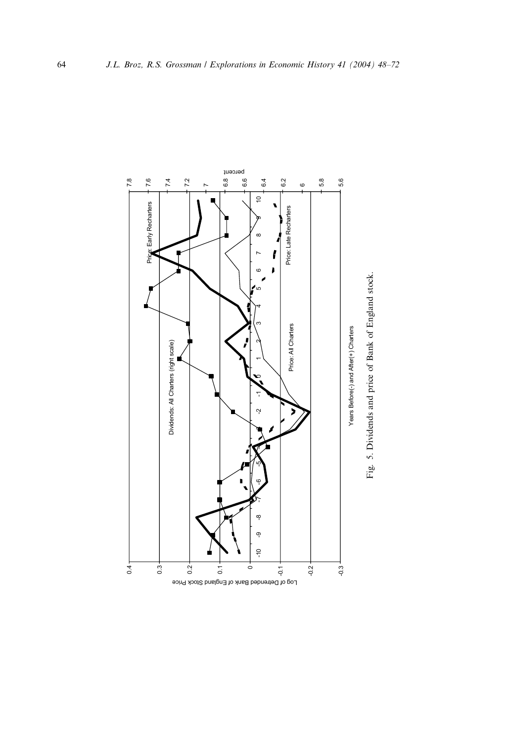Fig. 5. Dividends and price of Bank of England stock.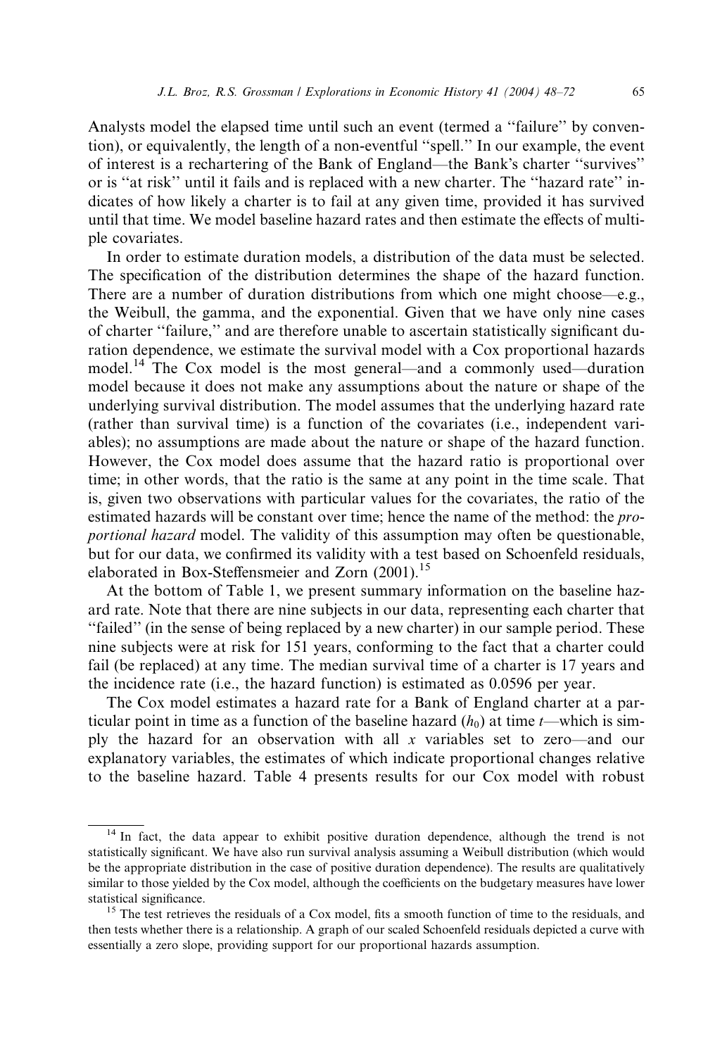Analysts model the elapsed time until such an event (termed a "failure" by convention), or equivalently, the length of a non-eventful "spell." In our example, the event of interest is a rechartering of the Bank of England—the Bank's charter "survives" or is "at risk" until it fails and is replaced with a new charter. The "hazard rate" indicates of how likely a charter is to fail at any given time, provided it has survived until that time. We model baseline hazard rates and then estimate the effects of multiple covariates.

In order to estimate duration models, a distribution of the data must be selected. The specification of the distribution determines the shape of the hazard function. There are a number of duration distributions from which one might choose—e.g., the Weibull, the gamma, and the exponential. Given that we have only nine cases of charter "failure," and are therefore unable to ascertain statistically significant duration dependence, we estimate the survival model with a Cox proportional hazards model.[14] The Cox model is the most general—and a commonly used—duration model because it does not make any assumptions about the nature or shape of the underlying survival distribution. The model assumes that the underlying hazard rate (rather than survival time) is a function of the covariates (i.e., independent variables); no assumptions are made about the nature or shape of the hazard function. However, the Cox model does assume that the hazard ratio is proportional over time; in other words, that the ratio is the same at any point in the time scale. That is, given two observations with particular values for the covariates, the ratio of the estimated hazards will be constant over time; hence the name of the method: the *proportional hazard* model. The validity of this assumption may often be questionable, but for our data, we confirmed its validity with a test based on Schoenfeld residuals, elaborated in Box-Steffensmeier and Zorn (2001).[15]

At the bottom of Table 1, we present summary information on the baseline hazard rate. Note that there are nine subjects in our data, representing each charter that "failed" (in the sense of being replaced by a new charter) in our sample period. These nine subjects were at risk for 151 years, conforming to the fact that a charter could fail (be replaced) at any time. The median survival time of a charter is 17 years and the incidence rate (i.e., the hazard function) is estimated as 0.0596 per year.

The Cox model estimates a hazard rate for a Bank of England charter at a particular point in time as a function of the baseline hazard ($h_0$) at time $t$—which is simply the hazard for an observation with all $x$ variables set to zero—and our explanatory variables, the estimates of which indicate proportional changes relative to the baseline hazard. Table 4 presents results for our Cox model with robust

[14] In fact, the data appear to exhibit positive duration dependence, although the trend is not statistically significant. We have also run survival analysis assuming a Weibull distribution (which would be the appropriate distribution in the case of positive duration dependence). The results are qualitatively similar to those yielded by the Cox model, although the coefficients on the budgetary measures have lower statistical significance.

[15] The test retrieves the residuals of a Cox model, fits a smooth function of time to the residuals, and then tests whether there is a relationship. A graph of our scaled Schoenfeld residuals depicted a curve with essentially a zero slope, providing support for our proportional hazards assumption.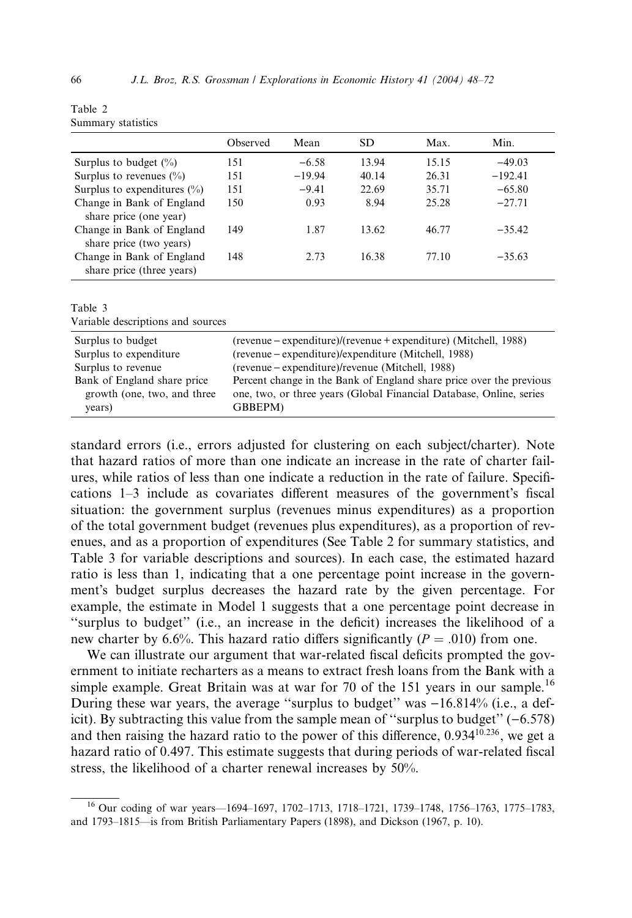Table 2
Summary statistics

| | Observed | Mean | SD | Max. | Min. |
|---|---|---|---|---|---|
| Surplus to budget (%) | 151 | −6.58 | 13.94 | 15.15 | −49.03 |
| Surplus to revenues (%) | 151 | −19.94 | 40.14 | 26.31 | −192.41 |
| Surplus to expenditures (%) | 151 | −9.41 | 22.69 | 35.71 | −65.80 |
| Change in Bank of England share price (one year) | 150 | 0.93 | 8.94 | 25.28 | −27.71 |
| Change in Bank of England share price (two years) | 149 | 1.87 | 13.62 | 46.77 | −35.42 |
| Change in Bank of England share price (three years) | 148 | 2.73 | 16.38 | 77.10 | −35.63 |

Table 3
Variable descriptions and sources

| | |
|---|---|
| Surplus to budget | (revenue − expenditure)/(revenue + expenditure) (Mitchell, 1988) |
| Surplus to expenditure | (revenue − expenditure)/expenditure (Mitchell, 1988) |
| Surplus to revenue | (revenue − expenditure)/revenue (Mitchell, 1988) |
| Bank of England share price growth (one, two, and three years) | Percent change in the Bank of England share price over the previous one, two, or three years (Global Financial Database, Online, series GBBEPM) |

standard errors (i.e., errors adjusted for clustering on each subject/charter). Note that hazard ratios of more than one indicate an increase in the rate of charter failures, while ratios of less than one indicate a reduction in the rate of failure. Specifications 1–3 include as covariates different measures of the government's fiscal situation: the government surplus (revenues minus expenditures) as a proportion of the total government budget (revenues plus expenditures), as a proportion of revenues, and as a proportion of expenditures (See Table 2 for summary statistics, and Table 3 for variable descriptions and sources). In each case, the estimated hazard ratio is less than 1, indicating that a one percentage point increase in the government's budget surplus decreases the hazard rate by the given percentage. For example, the estimate in Model 1 suggests that a one percentage point decrease in "surplus to budget" (i.e., an increase in the deficit) increases the likelihood of a new charter by 6.6%. This hazard ratio differs significantly ($P = .010$) from one.

We can illustrate our argument that war-related fiscal deficits prompted the government to initiate recharters as a means to extract fresh loans from the Bank with a simple example. Great Britain was at war for 70 of the 151 years in our sample.[16] During these war years, the average "surplus to budget" was −16.814% (i.e., a deficit). By subtracting this value from the sample mean of "surplus to budget" (−6.578) and then raising the hazard ratio to the power of this difference, $0.934^{10.236}$, we get a hazard ratio of 0.497. This estimate suggests that during periods of war-related fiscal stress, the likelihood of a charter renewal increases by 50%.

[16] Our coding of war years—1694–1697, 1702–1713, 1718–1721, 1739–1748, 1756–1763, 1775–1783, and 1793–1815—is from British Parliamentary Papers (1898), and Dickson (1967, p. 10).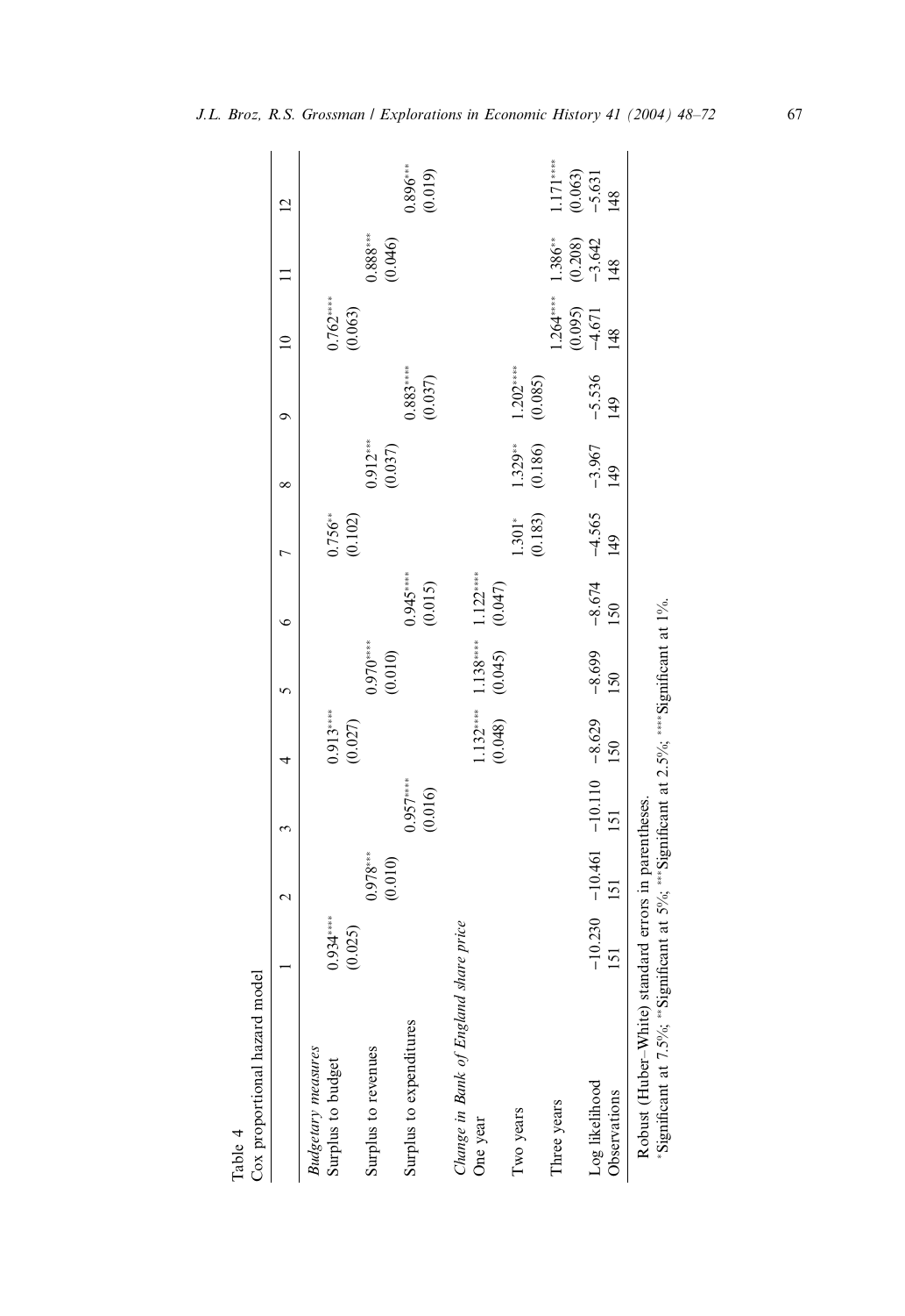Table 4
Cox proportional hazard model

| | 1 | 2 | 3 | 4 | 5 | 6 | 7 | 8 | 9 | 10 | 11 | 12 |
|---|---|---|---|---|---|---|---|---|---|---|---|---|
| *Budgetary measures* | | | | | | | | | | | | |
| Surplus to budget | 0.934**** | | | 0.913**** | | | 0.756** | | | 0.762**** | | |
| | (0.025) | | | (0.027) | | | (0.102) | | | (0.063) | | |
| Surplus to revenues | | 0.978*** | | | 0.970**** | | | 0.912*** | | | 0.888*** | |
| | | (0.010) | | | (0.010) | | | (0.037) | | | (0.046) | |
| Surplus to expenditures | | | 0.957**** | | | 0.945**** | | | 0.883**** | | | 0.896*** |
| | | | (0.016) | | | (0.015) | | | (0.037) | | | (0.019) |
| *Change in Bank of England share price* | | | | | | | | | | | | |
| One year | | | | 1.132**** | 1.138**** | 1.122**** | | | | | | |
| | | | | (0.048) | (0.045) | (0.047) | | | | | | |
| Two years | | | | | | | 1.301* | 1.329** | 1.202**** | | | |
| | | | | | | | (0.183) | (0.186) | (0.085) | | | |
| Three years | | | | | | | | | | 1.264**** | 1.386** | 1.171**** |
| | | | | | | | | | | (0.095) | (0.208) | (0.063) |
| Log likelihood | −10.230 | −10.461 | −10.110 | −8.629 | −8.699 | −8.674 | −4.565 | −3.967 | −5.536 | −4.671 | −3.642 | −5.631 |
| Observations | 151 | 151 | 151 | 150 | 150 | 150 | 149 | 149 | 149 | 148 | 148 | 148 |

Robust (Huber–White) standard errors in parentheses.
*Significant at 7.5%; **Significant at 5%; ***Significant at 2.5%; ****Significant at 1%.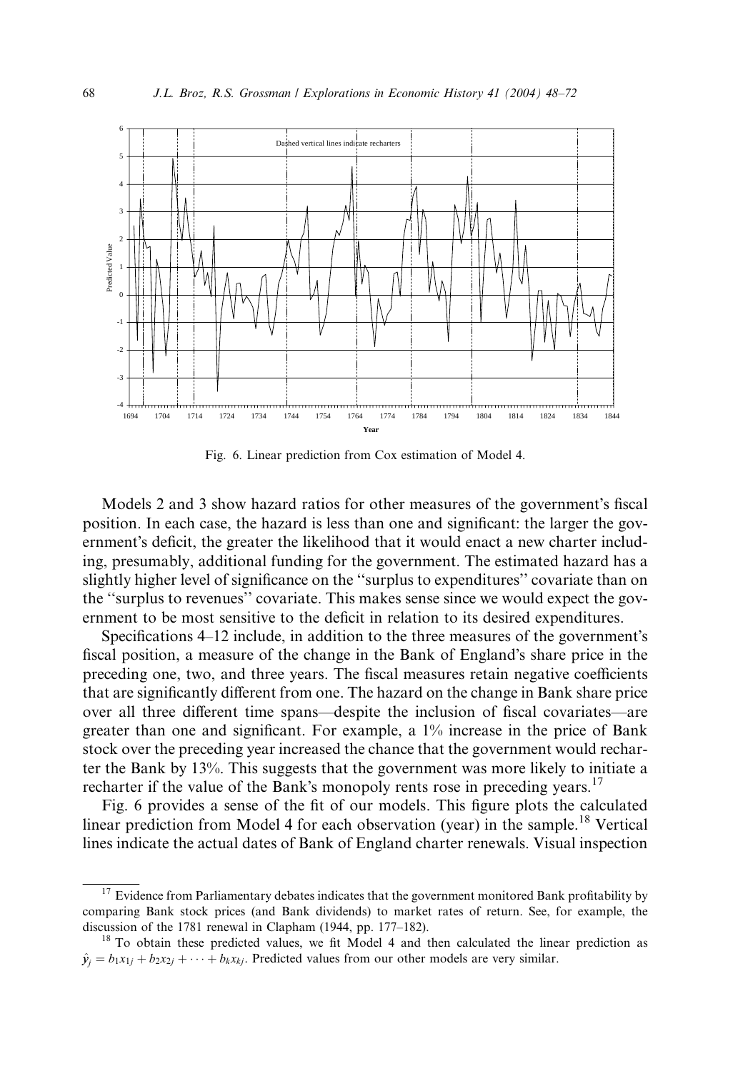Fig. 6. Linear prediction from Cox estimation of Model 4.

Models 2 and 3 show hazard ratios for other measures of the government's fiscal position. In each case, the hazard is less than one and significant: the larger the government's deficit, the greater the likelihood that it would enact a new charter including, presumably, additional funding for the government. The estimated hazard has a slightly higher level of significance on the ''surplus to expenditures'' covariate than on the ''surplus to revenues'' covariate. This makes sense since we would expect the government to be most sensitive to the deficit in relation to its desired expenditures.

Specifications 4–12 include, in addition to the three measures of the government's fiscal position, a measure of the change in the Bank of England's share price in the preceding one, two, and three years. The fiscal measures retain negative coefficients that are significantly different from one. The hazard on the change in Bank share price over all three different time spans—despite the inclusion of fiscal covariates—are greater than one and significant. For example, a 1% increase in the price of Bank stock over the preceding year increased the chance that the government would recharter the Bank by 13%. This suggests that the government was more likely to initiate a recharter if the value of the Bank's monopoly rents rose in preceding years.[17]

Fig. 6 provides a sense of the fit of our models. This figure plots the calculated linear prediction from Model 4 for each observation (year) in the sample.[18] Vertical lines indicate the actual dates of Bank of England charter renewals. Visual inspection

[17] Evidence from Parliamentary debates indicates that the government monitored Bank profitability by comparing Bank stock prices (and Bank dividends) to market rates of return. See, for example, the discussion of the 1781 renewal in Clapham (1944, pp. 177–182).

[18] To obtain these predicted values, we fit Model 4 and then calculated the linear prediction as $\hat{y}_j = b_1 x_{1j} + b_2 x_{2j} + \cdots + b_k x_{kj}$. Predicted values from our other models are very similar.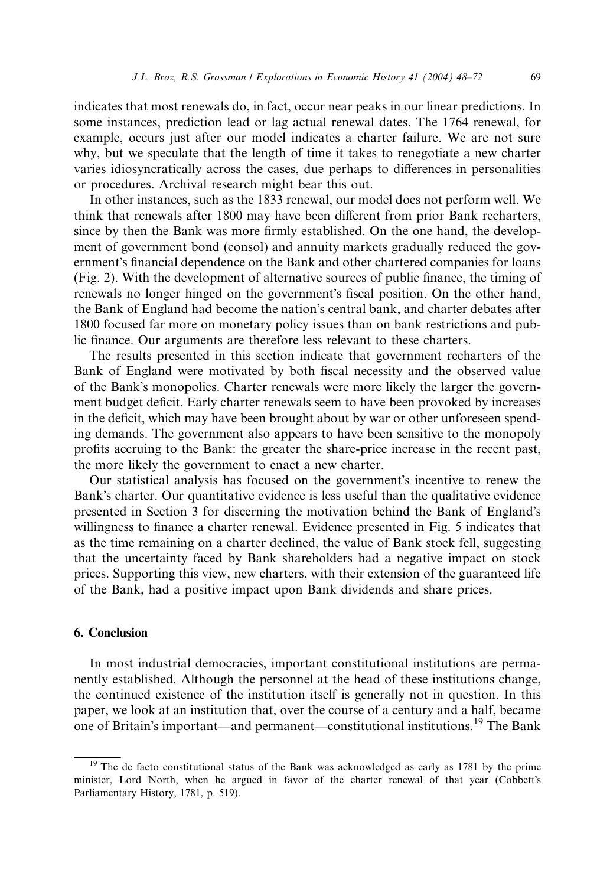indicates that most renewals do, in fact, occur near peaks in our linear predictions. In some instances, prediction lead or lag actual renewal dates. The 1764 renewal, for example, occurs just after our model indicates a charter failure. We are not sure why, but we speculate that the length of time it takes to renegotiate a new charter varies idiosyncratically across the cases, due perhaps to differences in personalities or procedures. Archival research might bear this out.

In other instances, such as the 1833 renewal, our model does not perform well. We think that renewals after 1800 may have been different from prior Bank recharters, since by then the Bank was more firmly established. On the one hand, the development of government bond (consol) and annuity markets gradually reduced the government's financial dependence on the Bank and other chartered companies for loans (Fig. 2). With the development of alternative sources of public finance, the timing of renewals no longer hinged on the government's fiscal position. On the other hand, the Bank of England had become the nation's central bank, and charter debates after 1800 focused far more on monetary policy issues than on bank restrictions and public finance. Our arguments are therefore less relevant to these charters.

The results presented in this section indicate that government recharters of the Bank of England were motivated by both fiscal necessity and the observed value of the Bank's monopolies. Charter renewals were more likely the larger the government budget deficit. Early charter renewals seem to have been provoked by increases in the deficit, which may have been brought about by war or other unforeseen spending demands. The government also appears to have been sensitive to the monopoly profits accruing to the Bank: the greater the share-price increase in the recent past, the more likely the government to enact a new charter.

Our statistical analysis has focused on the government's incentive to renew the Bank's charter. Our quantitative evidence is less useful than the qualitative evidence presented in Section 3 for discerning the motivation behind the Bank of England's willingness to finance a charter renewal. Evidence presented in Fig. 5 indicates that as the time remaining on a charter declined, the value of Bank stock fell, suggesting that the uncertainty faced by Bank shareholders had a negative impact on stock prices. Supporting this view, new charters, with their extension of the guaranteed life of the Bank, had a positive impact upon Bank dividends and share prices.

## 6. Conclusion

In most industrial democracies, important constitutional institutions are permanently established. Although the personnel at the head of these institutions change, the continued existence of the institution itself is generally not in question. In this paper, we look at an institution that, over the course of a century and a half, became one of Britain's important—and permanent—constitutional institutions.[19] The Bank

[19] The de facto constitutional status of the Bank was acknowledged as early as 1781 by the prime minister, Lord North, when he argued in favor of the charter renewal of that year (Cobbett's Parliamentary History, 1781, p. 519).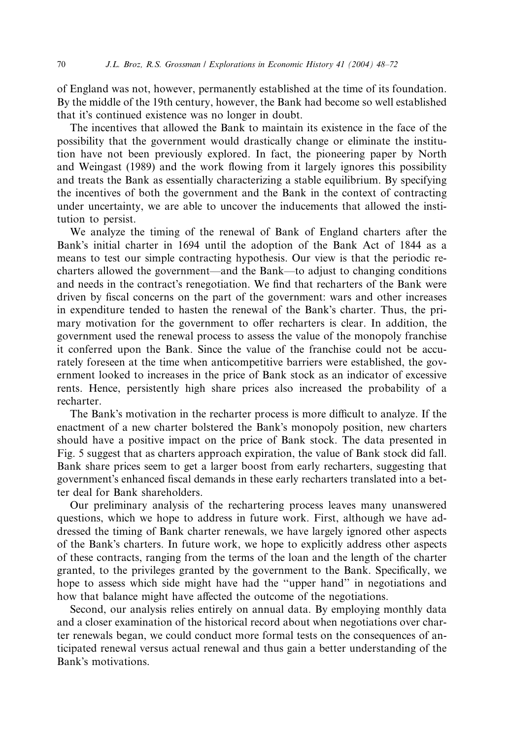of England was not, however, permanently established at the time of its foundation. By the middle of the 19th century, however, the Bank had become so well established that it's continued existence was no longer in doubt.

The incentives that allowed the Bank to maintain its existence in the face of the possibility that the government would drastically change or eliminate the institution have not been previously explored. In fact, the pioneering paper by North and Weingast (1989) and the work flowing from it largely ignores this possibility and treats the Bank as essentially characterizing a stable equilibrium. By specifying the incentives of both the government and the Bank in the context of contracting under uncertainty, we are able to uncover the inducements that allowed the institution to persist.

We analyze the timing of the renewal of Bank of England charters after the Bank's initial charter in 1694 until the adoption of the Bank Act of 1844 as a means to test our simple contracting hypothesis. Our view is that the periodic recharters allowed the government—and the Bank—to adjust to changing conditions and needs in the contract's renegotiation. We find that recharters of the Bank were driven by fiscal concerns on the part of the government: wars and other increases in expenditure tended to hasten the renewal of the Bank's charter. Thus, the primary motivation for the government to offer recharters is clear. In addition, the government used the renewal process to assess the value of the monopoly franchise it conferred upon the Bank. Since the value of the franchise could not be accurately foreseen at the time when anticompetitive barriers were established, the government looked to increases in the price of Bank stock as an indicator of excessive rents. Hence, persistently high share prices also increased the probability of a recharter.

The Bank's motivation in the recharter process is more difficult to analyze. If the enactment of a new charter bolstered the Bank's monopoly position, new charters should have a positive impact on the price of Bank stock. The data presented in Fig. 5 suggest that as charters approach expiration, the value of Bank stock did fall. Bank share prices seem to get a larger boost from early recharters, suggesting that government's enhanced fiscal demands in these early recharters translated into a better deal for Bank shareholders.

Our preliminary analysis of the rechartering process leaves many unanswered questions, which we hope to address in future work. First, although we have addressed the timing of Bank charter renewals, we have largely ignored other aspects of the Bank's charters. In future work, we hope to explicitly address other aspects of these contracts, ranging from the terms of the loan and the length of the charter granted, to the privileges granted by the government to the Bank. Specifically, we hope to assess which side might have had the "upper hand" in negotiations and how that balance might have affected the outcome of the negotiations.

Second, our analysis relies entirely on annual data. By employing monthly data and a closer examination of the historical record about when negotiations over charter renewals began, we could conduct more formal tests on the consequences of anticipated renewal versus actual renewal and thus gain a better understanding of the Bank's motivations.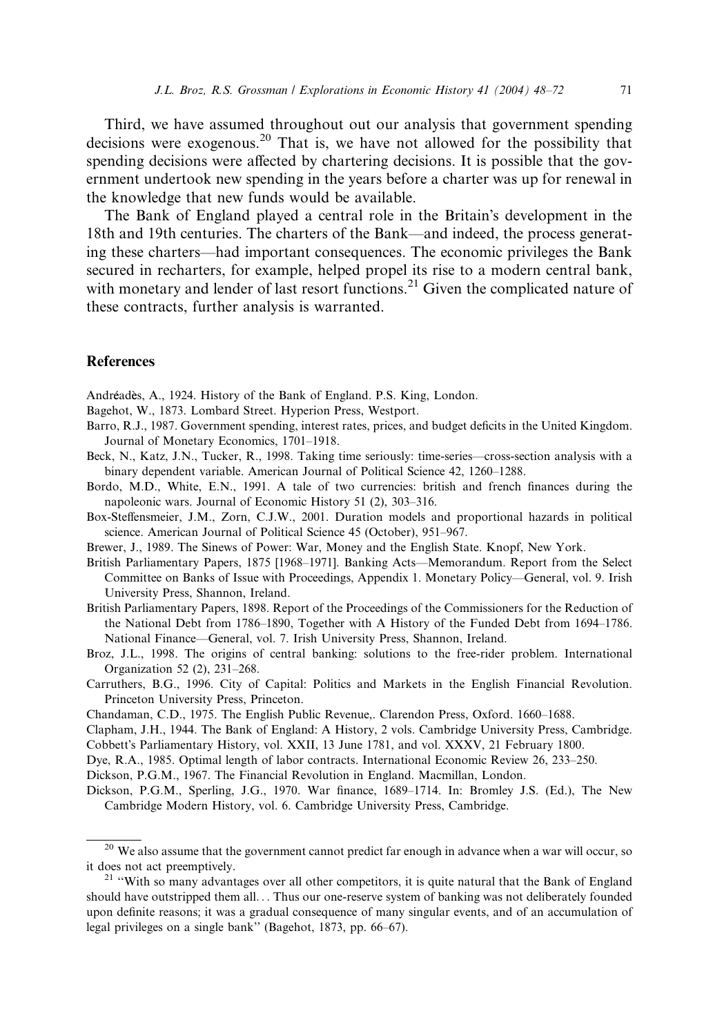Third, we have assumed throughout out our analysis that government spending decisions were exogenous.[20] That is, we have not allowed for the possibility that spending decisions were affected by chartering decisions. It is possible that the government undertook new spending in the years before a charter was up for renewal in the knowledge that new funds would be available.

The Bank of England played a central role in the Britain's development in the 18th and 19th centuries. The charters of the Bank—and indeed, the process generating these charters—had important consequences. The economic privileges the Bank secured in recharters, for example, helped propel its rise to a modern central bank, with monetary and lender of last resort functions.[21] Given the complicated nature of these contracts, further analysis is warranted.

## References

Andréadès, A., 1924. History of the Bank of England. P.S. King, London.

Bagehot, W., 1873. Lombard Street. Hyperion Press, Westport.

Barro, R.J., 1987. Government spending, interest rates, prices, and budget deficits in the United Kingdom. Journal of Monetary Economics, 1701–1918.

Beck, N., Katz, J.N., Tucker, R., 1998. Taking time seriously: time-series—cross-section analysis with a binary dependent variable. American Journal of Political Science 42, 1260–1288.

Bordo, M.D., White, E.N., 1991. A tale of two currencies: british and french finances during the napoleonic wars. Journal of Economic History 51 (2), 303–316.

Box-Steffensmeier, J.M., Zorn, C.J.W., 2001. Duration models and proportional hazards in political science. American Journal of Political Science 45 (October), 951–967.

Brewer, J., 1989. The Sinews of Power: War, Money and the English State. Knopf, New York.

British Parliamentary Papers, 1875 [1968–1971]. Banking Acts—Memorandum. Report from the Select Committee on Banks of Issue with Proceedings, Appendix 1. Monetary Policy—General, vol. 9. Irish University Press, Shannon, Ireland.

British Parliamentary Papers, 1898. Report of the Proceedings of the Commissioners for the Reduction of the National Debt from 1786–1890, Together with A History of the Funded Debt from 1694–1786. National Finance—General, vol. 7. Irish University Press, Shannon, Ireland.

Broz, J.L., 1998. The origins of central banking: solutions to the free-rider problem. International Organization 52 (2), 231–268.

Carruthers, B.G., 1996. City of Capital: Politics and Markets in the English Financial Revolution. Princeton University Press, Princeton.

Chandaman, C.D., 1975. The English Public Revenue,. Clarendon Press, Oxford. 1660–1688.

Clapham, J.H., 1944. The Bank of England: A History, 2 vols. Cambridge University Press, Cambridge.

Cobbett's Parliamentary History, vol. XXII, 13 June 1781, and vol. XXXV, 21 February 1800.

Dye, R.A., 1985. Optimal length of labor contracts. International Economic Review 26, 233–250.

Dickson, P.G.M., 1967. The Financial Revolution in England. Macmillan, London.

Dickson, P.G.M., Sperling, J.G., 1970. War finance, 1689–1714. In: Bromley J.S. (Ed.), The New Cambridge Modern History, vol. 6. Cambridge University Press, Cambridge.

---

[20] We also assume that the government cannot predict far enough in advance when a war will occur, so it does not act preemptively.

[21] "With so many advantages over all other competitors, it is quite natural that the Bank of England should have outstripped them all... Thus our one-reserve system of banking was not deliberately founded upon definite reasons; it was a gradual consequence of many singular events, and of an accumulation of legal privileges on a single bank" (Bagehot, 1873, pp. 66–67).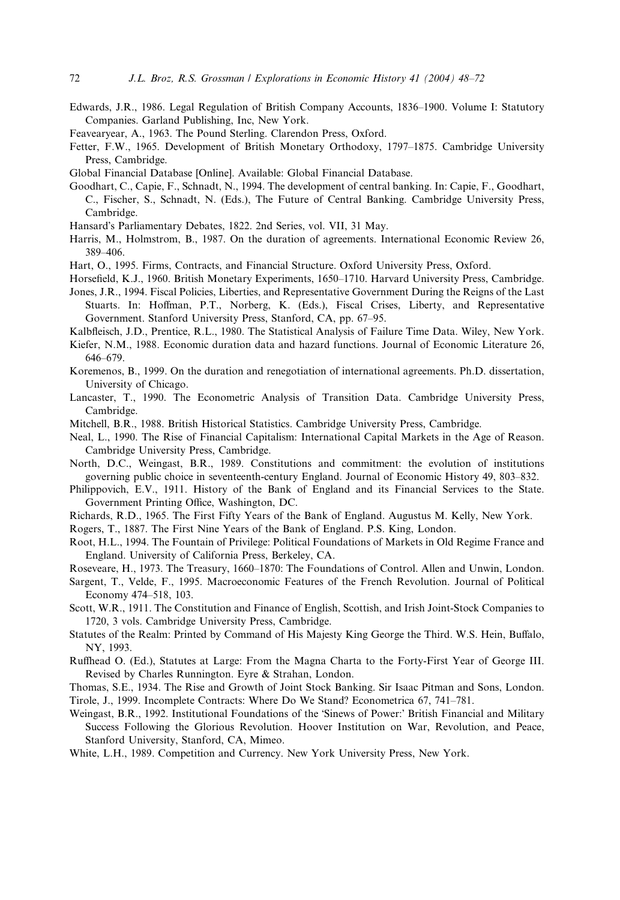Edwards, J.R., 1986. Legal Regulation of British Company Accounts, 1836–1900. Volume I: Statutory Companies. Garland Publishing, Inc, New York.

Feavearyear, A., 1963. The Pound Sterling. Clarendon Press, Oxford.

Fetter, F.W., 1965. Development of British Monetary Orthodoxy, 1797–1875. Cambridge University Press, Cambridge.

Global Financial Database [Online]. Available: Global Financial Database.

Goodhart, C., Capie, F., Schnadt, N., 1994. The development of central banking. In: Capie, F., Goodhart, C., Fischer, S., Schnadt, N. (Eds.), The Future of Central Banking. Cambridge University Press, Cambridge.

Hansard's Parliamentary Debates, 1822. 2nd Series, vol. VII, 31 May.

Harris, M., Holmstrom, B., 1987. On the duration of agreements. International Economic Review 26, 389–406.

Hart, O., 1995. Firms, Contracts, and Financial Structure. Oxford University Press, Oxford.

Horsefield, K.J., 1960. British Monetary Experiments, 1650–1710. Harvard University Press, Cambridge.

Jones, J.R., 1994. Fiscal Policies, Liberties, and Representative Government During the Reigns of the Last Stuarts. In: Hoffman, P.T., Norberg, K. (Eds.), Fiscal Crises, Liberty, and Representative Government. Stanford University Press, Stanford, CA, pp. 67–95.

Kalbfleisch, J.D., Prentice, R.L., 1980. The Statistical Analysis of Failure Time Data. Wiley, New York.

Kiefer, N.M., 1988. Economic duration data and hazard functions. Journal of Economic Literature 26, 646–679.

Koremenos, B., 1999. On the duration and renegotiation of international agreements. Ph.D. dissertation, University of Chicago.

Lancaster, T., 1990. The Econometric Analysis of Transition Data. Cambridge University Press, Cambridge.

Mitchell, B.R., 1988. British Historical Statistics. Cambridge University Press, Cambridge.

Neal, L., 1990. The Rise of Financial Capitalism: International Capital Markets in the Age of Reason. Cambridge University Press, Cambridge.

North, D.C., Weingast, B.R., 1989. Constitutions and commitment: the evolution of institutions governing public choice in seventeenth-century England. Journal of Economic History 49, 803–832.

Philippovich, E.V., 1911. History of the Bank of England and its Financial Services to the State. Government Printing Office, Washington, DC.

Richards, R.D., 1965. The First Fifty Years of the Bank of England. Augustus M. Kelly, New York.

Rogers, T., 1887. The First Nine Years of the Bank of England. P.S. King, London.

Root, H.L., 1994. The Fountain of Privilege: Political Foundations of Markets in Old Regime France and England. University of California Press, Berkeley, CA.

Roseveare, H., 1973. The Treasury, 1660–1870: The Foundations of Control. Allen and Unwin, London.

Sargent, T., Velde, F., 1995. Macroeconomic Features of the French Revolution. Journal of Political Economy 474–518, 103.

Scott, W.R., 1911. The Constitution and Finance of English, Scottish, and Irish Joint-Stock Companies to 1720, 3 vols. Cambridge University Press, Cambridge.

Statutes of the Realm: Printed by Command of His Majesty King George the Third. W.S. Hein, Buffalo, NY, 1993.

Ruffhead O. (Ed.), Statutes at Large: From the Magna Charta to the Forty-First Year of George III. Revised by Charles Runnington. Eyre & Strahan, London.

Thomas, S.E., 1934. The Rise and Growth of Joint Stock Banking. Sir Isaac Pitman and Sons, London.

Tirole, J., 1999. Incomplete Contracts: Where Do We Stand? Econometrica 67, 741–781.

Weingast, B.R., 1992. Institutional Foundations of the 'Sinews of Power:' British Financial and Military Success Following the Glorious Revolution. Hoover Institution on War, Revolution, and Peace, Stanford University, Stanford, CA, Mimeo.

White, L.H., 1989. Competition and Currency. New York University Press, New York.